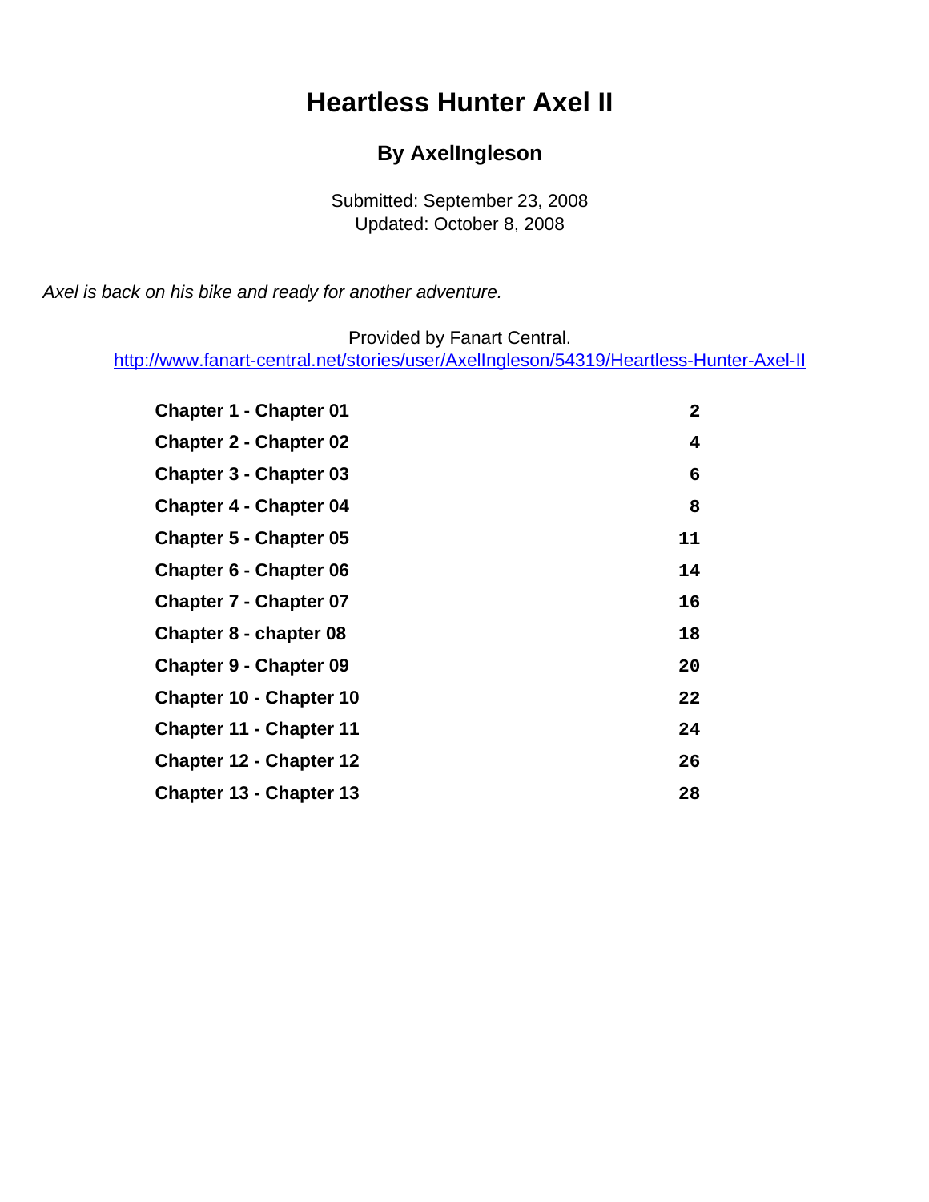# Heartless Hunter Axel II

### By AxelIngleson

Submitted: September 23, 2008
Updated: October 8, 2008

*Axel is back on his bike and ready for another adventure.*

Provided by Fanart Central.
http://www.fanart-central.net/stories/user/AxelIngleson/54319/Heartless-Hunter-Axel-II

| | |
|---|---|
| **Chapter 1 - Chapter 01** | **2** |
| **Chapter 2 - Chapter 02** | **4** |
| **Chapter 3 - Chapter 03** | **6** |
| **Chapter 4 - Chapter 04** | **8** |
| **Chapter 5 - Chapter 05** | **11** |
| **Chapter 6 - Chapter 06** | **14** |
| **Chapter 7 - Chapter 07** | **16** |
| **Chapter 8 - chapter 08** | **18** |
| **Chapter 9 - Chapter 09** | **20** |
| **Chapter 10 - Chapter 10** | **22** |
| **Chapter 11 - Chapter 11** | **24** |
| **Chapter 12 - Chapter 12** | **26** |
| **Chapter 13 - Chapter 13** | **28** |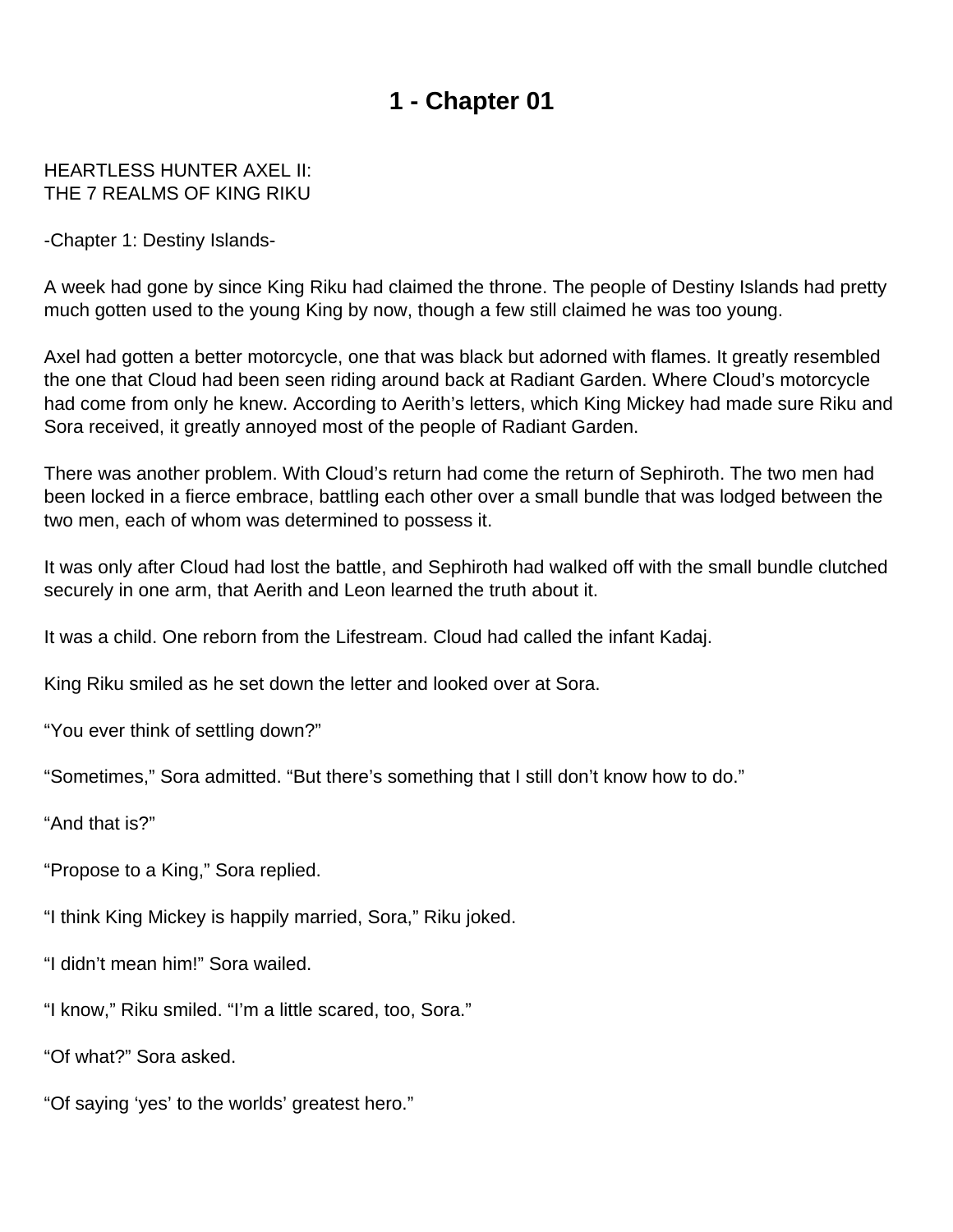# 1 - Chapter 01

HEARTLESS HUNTER AXEL II:
THE 7 REALMS OF KING RIKU

-Chapter 1: Destiny Islands-

A week had gone by since King Riku had claimed the throne. The people of Destiny Islands had pretty much gotten used to the young King by now, though a few still claimed he was too young.

Axel had gotten a better motorcycle, one that was black but adorned with flames. It greatly resembled the one that Cloud had been seen riding around back at Radiant Garden. Where Cloud's motorcycle had come from only he knew. According to Aerith's letters, which King Mickey had made sure Riku and Sora received, it greatly annoyed most of the people of Radiant Garden.

There was another problem. With Cloud's return had come the return of Sephiroth. The two men had been locked in a fierce embrace, battling each other over a small bundle that was lodged between the two men, each of whom was determined to possess it.

It was only after Cloud had lost the battle, and Sephiroth had walked off with the small bundle clutched securely in one arm, that Aerith and Leon learned the truth about it.

It was a child. One reborn from the Lifestream. Cloud had called the infant Kadaj.

King Riku smiled as he set down the letter and looked over at Sora.

"You ever think of settling down?"

"Sometimes," Sora admitted. "But there's something that I still don't know how to do."

"And that is?"

"Propose to a King," Sora replied.

"I think King Mickey is happily married, Sora," Riku joked.

"I didn't mean him!" Sora wailed.

"I know," Riku smiled. "I'm a little scared, too, Sora."

"Of what?" Sora asked.

"Of saying 'yes' to the worlds' greatest hero."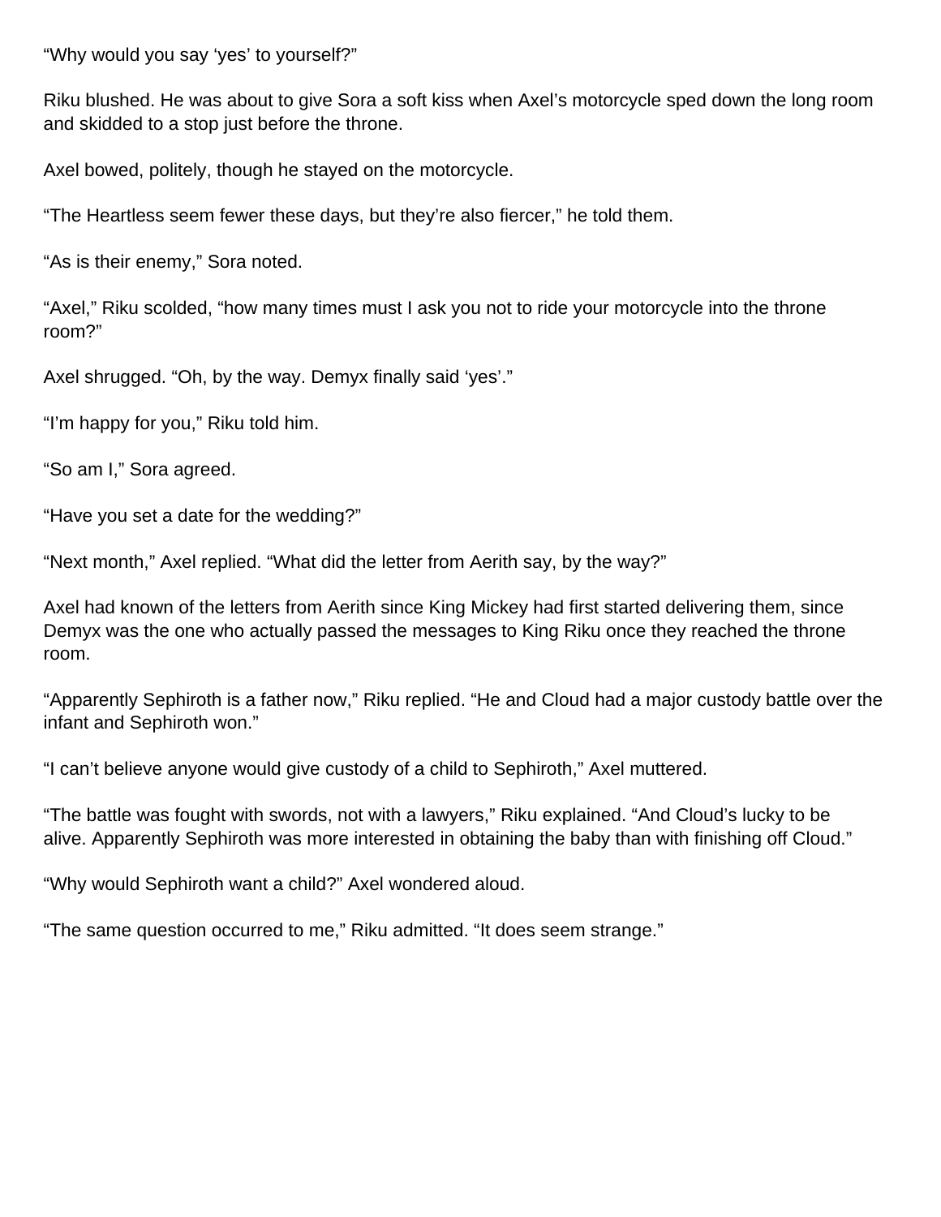“Why would you say ‘yes’ to yourself?”

Riku blushed. He was about to give Sora a soft kiss when Axel’s motorcycle sped down the long room and skidded to a stop just before the throne.

Axel bowed, politely, though he stayed on the motorcycle.

“The Heartless seem fewer these days, but they’re also fiercer,” he told them.

“As is their enemy,” Sora noted.

“Axel,” Riku scolded, “how many times must I ask you not to ride your motorcycle into the throne room?”

Axel shrugged. “Oh, by the way. Demyx finally said ‘yes’.”

“I’m happy for you,” Riku told him.

“So am I,” Sora agreed.

“Have you set a date for the wedding?”

“Next month,” Axel replied. “What did the letter from Aerith say, by the way?”

Axel had known of the letters from Aerith since King Mickey had first started delivering them, since Demyx was the one who actually passed the messages to King Riku once they reached the throne room.

“Apparently Sephiroth is a father now,” Riku replied. “He and Cloud had a major custody battle over the infant and Sephiroth won.”

“I can’t believe anyone would give custody of a child to Sephiroth,” Axel muttered.

“The battle was fought with swords, not with a lawyers,” Riku explained. “And Cloud’s lucky to be alive. Apparently Sephiroth was more interested in obtaining the baby than with finishing off Cloud.”

“Why would Sephiroth want a child?” Axel wondered aloud.

“The same question occurred to me,” Riku admitted. “It does seem strange.”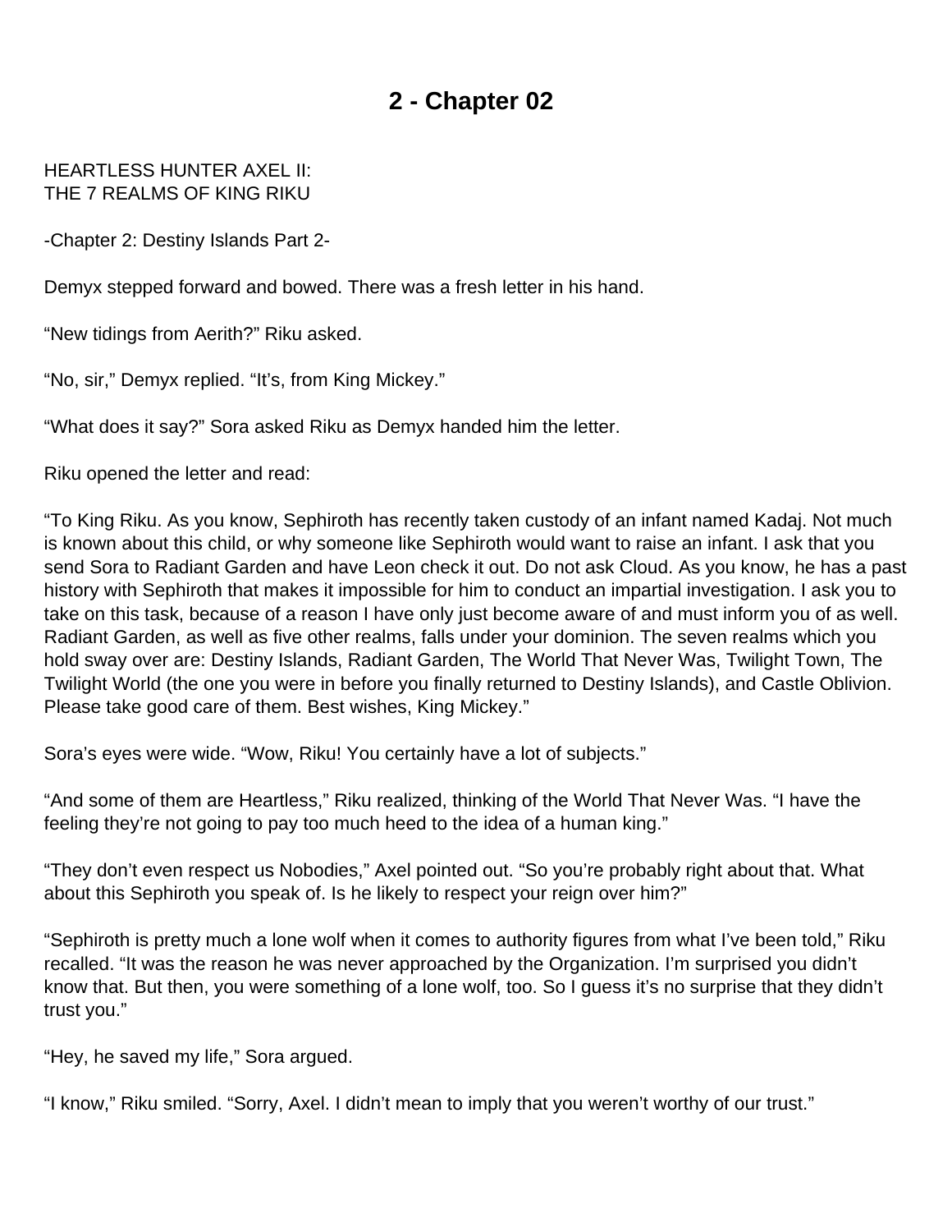# 2 - Chapter 02

HEARTLESS HUNTER AXEL II:
THE 7 REALMS OF KING RIKU

-Chapter 2: Destiny Islands Part 2-

Demyx stepped forward and bowed. There was a fresh letter in his hand.

“New tidings from Aerith?” Riku asked.

“No, sir,” Demyx replied. “It’s, from King Mickey.”

“What does it say?” Sora asked Riku as Demyx handed him the letter.

Riku opened the letter and read:

“To King Riku. As you know, Sephiroth has recently taken custody of an infant named Kadaj. Not much is known about this child, or why someone like Sephiroth would want to raise an infant. I ask that you send Sora to Radiant Garden and have Leon check it out. Do not ask Cloud. As you know, he has a past history with Sephiroth that makes it impossible for him to conduct an impartial investigation. I ask you to take on this task, because of a reason I have only just become aware of and must inform you of as well. Radiant Garden, as well as five other realms, falls under your dominion. The seven realms which you hold sway over are: Destiny Islands, Radiant Garden, The World That Never Was, Twilight Town, The Twilight World (the one you were in before you finally returned to Destiny Islands), and Castle Oblivion. Please take good care of them. Best wishes, King Mickey.”

Sora’s eyes were wide. “Wow, Riku! You certainly have a lot of subjects.”

“And some of them are Heartless,” Riku realized, thinking of the World That Never Was. “I have the feeling they’re not going to pay too much heed to the idea of a human king.”

“They don’t even respect us Nobodies,” Axel pointed out. “So you’re probably right about that. What about this Sephiroth you speak of. Is he likely to respect your reign over him?”

“Sephiroth is pretty much a lone wolf when it comes to authority figures from what I’ve been told,” Riku recalled. “It was the reason he was never approached by the Organization. I’m surprised you didn’t know that. But then, you were something of a lone wolf, too. So I guess it’s no surprise that they didn’t trust you.”

“Hey, he saved my life,” Sora argued.

“I know,” Riku smiled. “Sorry, Axel. I didn’t mean to imply that you weren’t worthy of our trust.”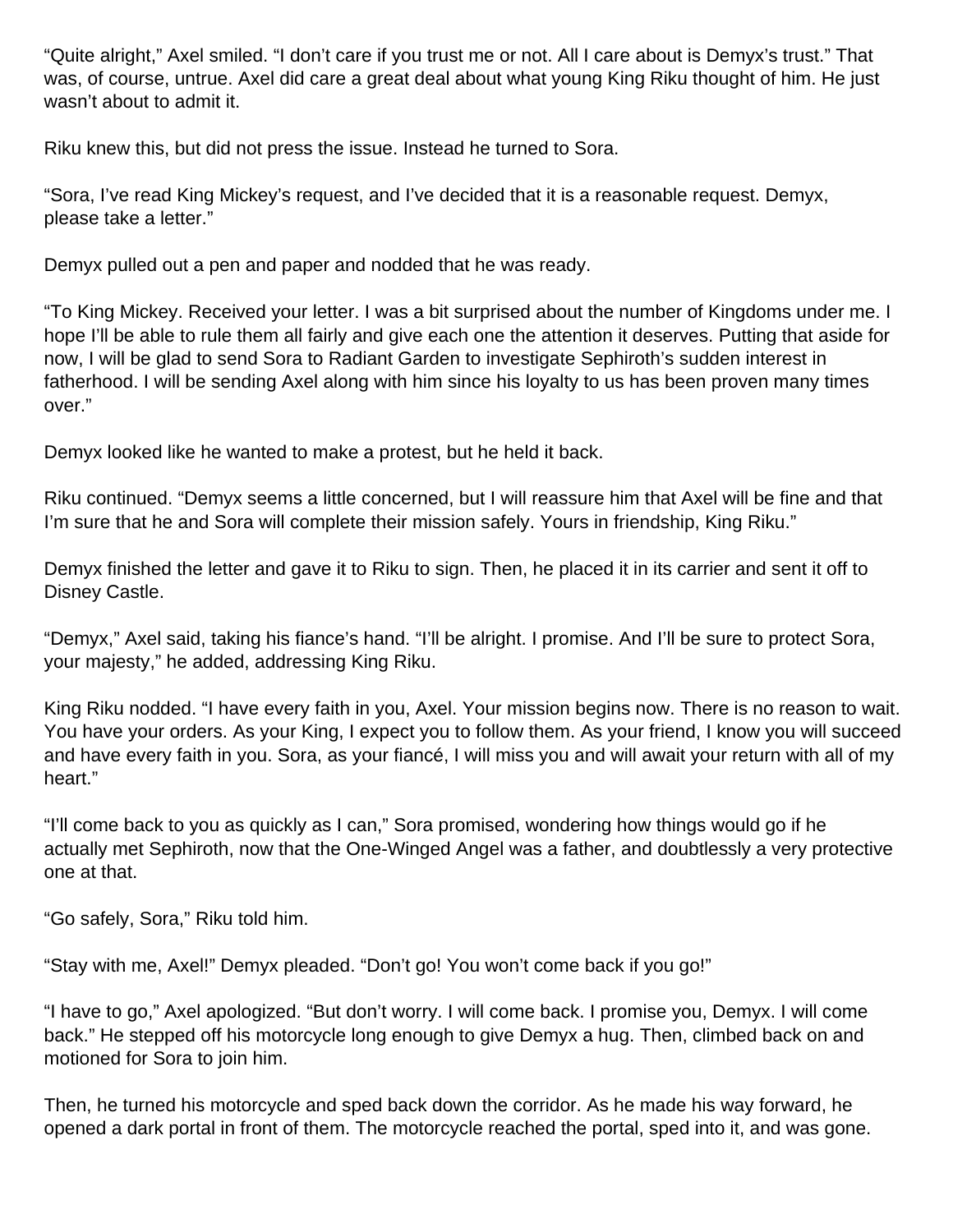"Quite alright," Axel smiled. "I don't care if you trust me or not. All I care about is Demyx's trust." That was, of course, untrue. Axel did care a great deal about what young King Riku thought of him. He just wasn't about to admit it.

Riku knew this, but did not press the issue. Instead he turned to Sora.

"Sora, I've read King Mickey's request, and I've decided that it is a reasonable request. Demyx, please take a letter."

Demyx pulled out a pen and paper and nodded that he was ready.

"To King Mickey. Received your letter. I was a bit surprised about the number of Kingdoms under me. I hope I'll be able to rule them all fairly and give each one the attention it deserves. Putting that aside for now, I will be glad to send Sora to Radiant Garden to investigate Sephiroth's sudden interest in fatherhood. I will be sending Axel along with him since his loyalty to us has been proven many times over."

Demyx looked like he wanted to make a protest, but he held it back.

Riku continued. "Demyx seems a little concerned, but I will reassure him that Axel will be fine and that I'm sure that he and Sora will complete their mission safely. Yours in friendship, King Riku."

Demyx finished the letter and gave it to Riku to sign. Then, he placed it in its carrier and sent it off to Disney Castle.

"Demyx," Axel said, taking his fiance's hand. "I'll be alright. I promise. And I'll be sure to protect Sora, your majesty," he added, addressing King Riku.

King Riku nodded. "I have every faith in you, Axel. Your mission begins now. There is no reason to wait. You have your orders. As your King, I expect you to follow them. As your friend, I know you will succeed and have every faith in you. Sora, as your fiancé, I will miss you and will await your return with all of my heart."

"I'll come back to you as quickly as I can," Sora promised, wondering how things would go if he actually met Sephiroth, now that the One-Winged Angel was a father, and doubtlessly a very protective one at that.

"Go safely, Sora," Riku told him.

"Stay with me, Axel!" Demyx pleaded. "Don't go! You won't come back if you go!"

"I have to go," Axel apologized. "But don't worry. I will come back. I promise you, Demyx. I will come back." He stepped off his motorcycle long enough to give Demyx a hug. Then, climbed back on and motioned for Sora to join him.

Then, he turned his motorcycle and sped back down the corridor. As he made his way forward, he opened a dark portal in front of them. The motorcycle reached the portal, sped into it, and was gone.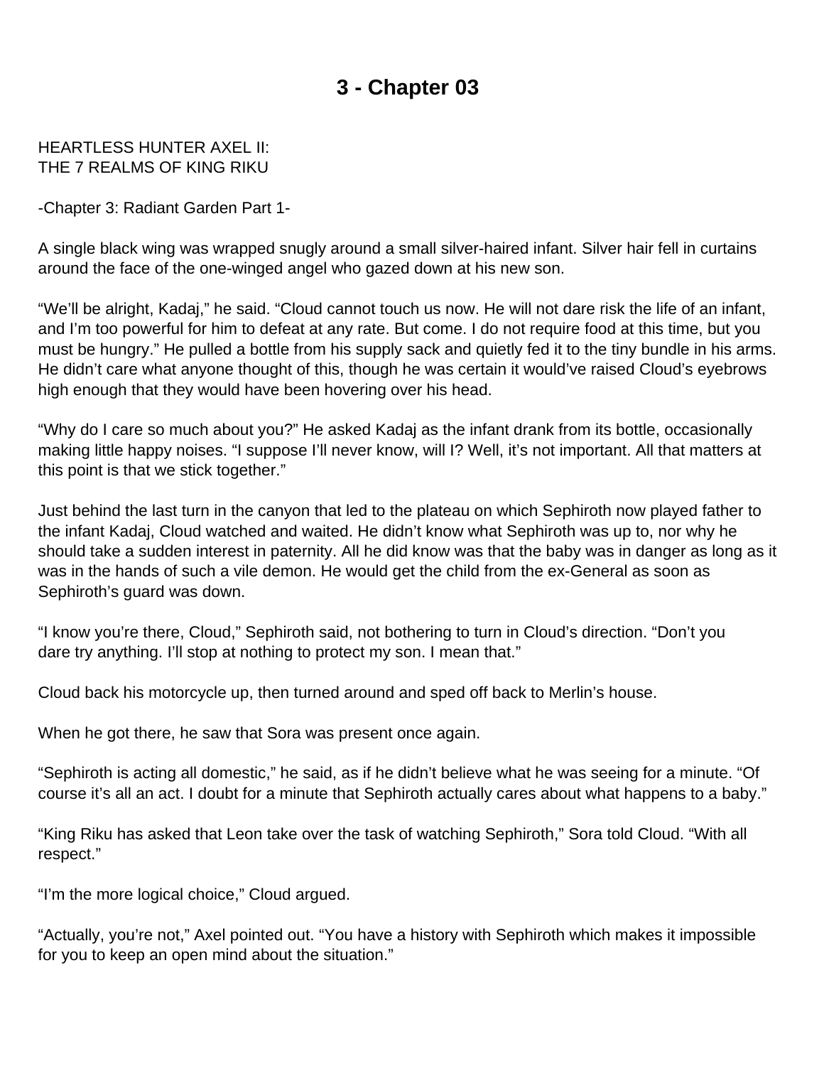# 3 - Chapter 03

HEARTLESS HUNTER AXEL II:
THE 7 REALMS OF KING RIKU

-Chapter 3: Radiant Garden Part 1-

A single black wing was wrapped snugly around a small silver-haired infant. Silver hair fell in curtains around the face of the one-winged angel who gazed down at his new son.

“We’ll be alright, Kadaj,” he said. “Cloud cannot touch us now. He will not dare risk the life of an infant, and I’m too powerful for him to defeat at any rate. But come. I do not require food at this time, but you must be hungry.” He pulled a bottle from his supply sack and quietly fed it to the tiny bundle in his arms. He didn’t care what anyone thought of this, though he was certain it would’ve raised Cloud’s eyebrows high enough that they would have been hovering over his head.

“Why do I care so much about you?” He asked Kadaj as the infant drank from its bottle, occasionally making little happy noises. “I suppose I’ll never know, will I? Well, it’s not important. All that matters at this point is that we stick together.”

Just behind the last turn in the canyon that led to the plateau on which Sephiroth now played father to the infant Kadaj, Cloud watched and waited. He didn’t know what Sephiroth was up to, nor why he should take a sudden interest in paternity. All he did know was that the baby was in danger as long as it was in the hands of such a vile demon. He would get the child from the ex-General as soon as Sephiroth’s guard was down.

“I know you’re there, Cloud,” Sephiroth said, not bothering to turn in Cloud’s direction. “Don’t you dare try anything. I’ll stop at nothing to protect my son. I mean that.”

Cloud back his motorcycle up, then turned around and sped off back to Merlin’s house.

When he got there, he saw that Sora was present once again.

“Sephiroth is acting all domestic,” he said, as if he didn’t believe what he was seeing for a minute. “Of course it’s all an act. I doubt for a minute that Sephiroth actually cares about what happens to a baby.”

“King Riku has asked that Leon take over the task of watching Sephiroth,” Sora told Cloud. “With all respect.”

“I’m the more logical choice,” Cloud argued.

“Actually, you’re not,” Axel pointed out. “You have a history with Sephiroth which makes it impossible for you to keep an open mind about the situation.”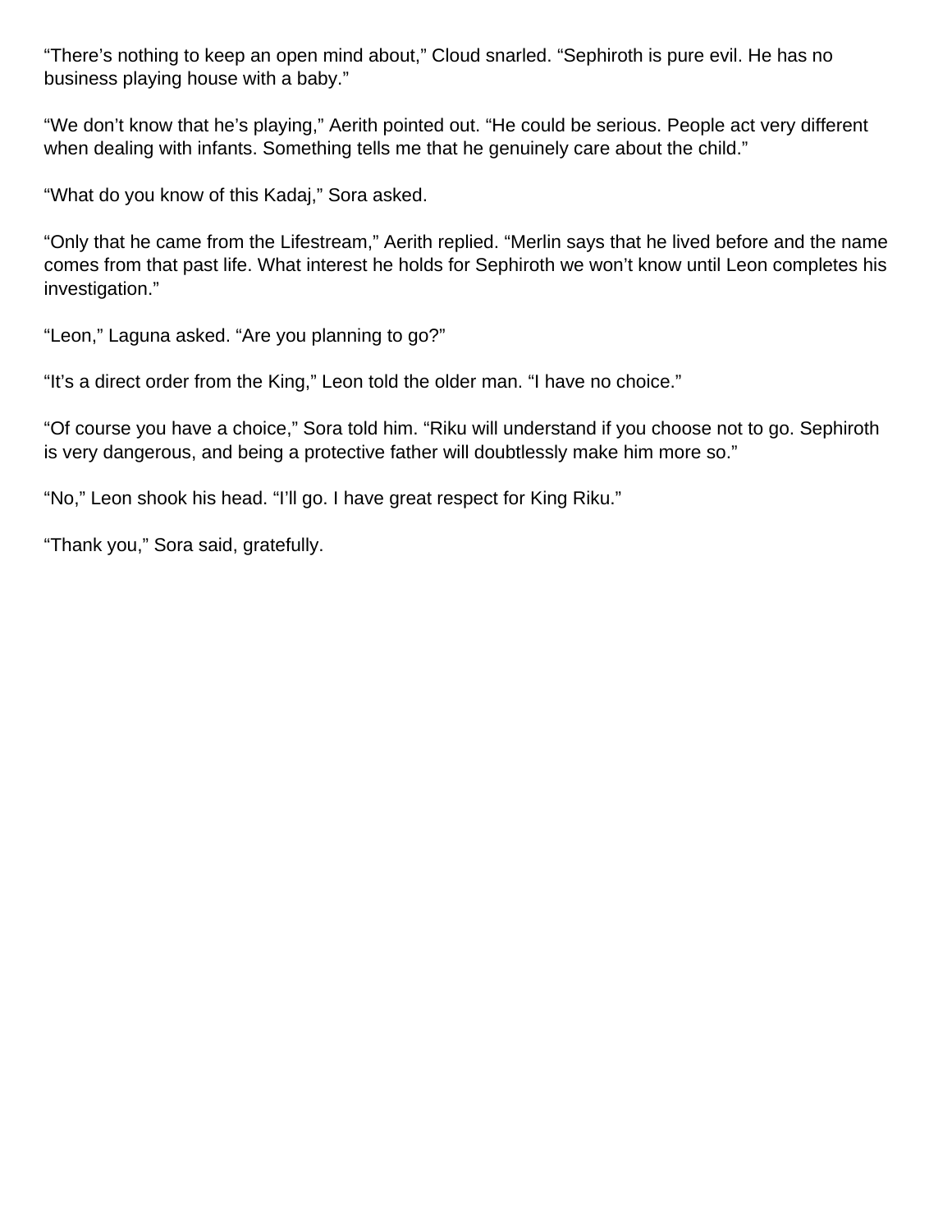“There’s nothing to keep an open mind about,” Cloud snarled. “Sephiroth is pure evil. He has no business playing house with a baby.”

“We don’t know that he’s playing,” Aerith pointed out. “He could be serious. People act very different when dealing with infants. Something tells me that he genuinely care about the child.”

“What do you know of this Kadaj,” Sora asked.

“Only that he came from the Lifestream,” Aerith replied. “Merlin says that he lived before and the name comes from that past life. What interest he holds for Sephiroth we won’t know until Leon completes his investigation.”

“Leon,” Laguna asked. “Are you planning to go?”

“It’s a direct order from the King,” Leon told the older man. “I have no choice.”

“Of course you have a choice,” Sora told him. “Riku will understand if you choose not to go. Sephiroth is very dangerous, and being a protective father will doubtlessly make him more so.”

“No,” Leon shook his head. “I’ll go. I have great respect for King Riku.”

“Thank you,” Sora said, gratefully.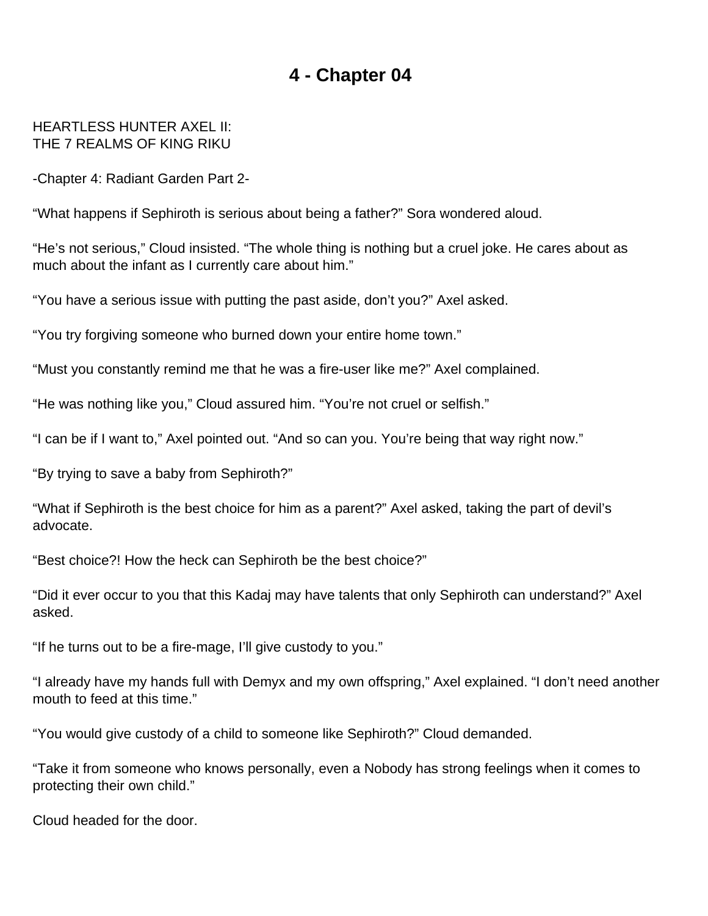# 4 - Chapter 04

HEARTLESS HUNTER AXEL II:
THE 7 REALMS OF KING RIKU

-Chapter 4: Radiant Garden Part 2-

“What happens if Sephiroth is serious about being a father?” Sora wondered aloud.

“He’s not serious,” Cloud insisted. “The whole thing is nothing but a cruel joke. He cares about as much about the infant as I currently care about him.”

“You have a serious issue with putting the past aside, don’t you?” Axel asked.

“You try forgiving someone who burned down your entire home town.”

“Must you constantly remind me that he was a fire-user like me?” Axel complained.

“He was nothing like you,” Cloud assured him. “You’re not cruel or selfish.”

“I can be if I want to,” Axel pointed out. “And so can you. You’re being that way right now.”

“By trying to save a baby from Sephiroth?”

“What if Sephiroth is the best choice for him as a parent?” Axel asked, taking the part of devil’s advocate.

“Best choice?! How the heck can Sephiroth be the best choice?”

“Did it ever occur to you that this Kadaj may have talents that only Sephiroth can understand?” Axel asked.

“If he turns out to be a fire-mage, I’ll give custody to you.”

“I already have my hands full with Demyx and my own offspring,” Axel explained. “I don’t need another mouth to feed at this time.”

“You would give custody of a child to someone like Sephiroth?” Cloud demanded.

“Take it from someone who knows personally, even a Nobody has strong feelings when it comes to protecting their own child.”

Cloud headed for the door.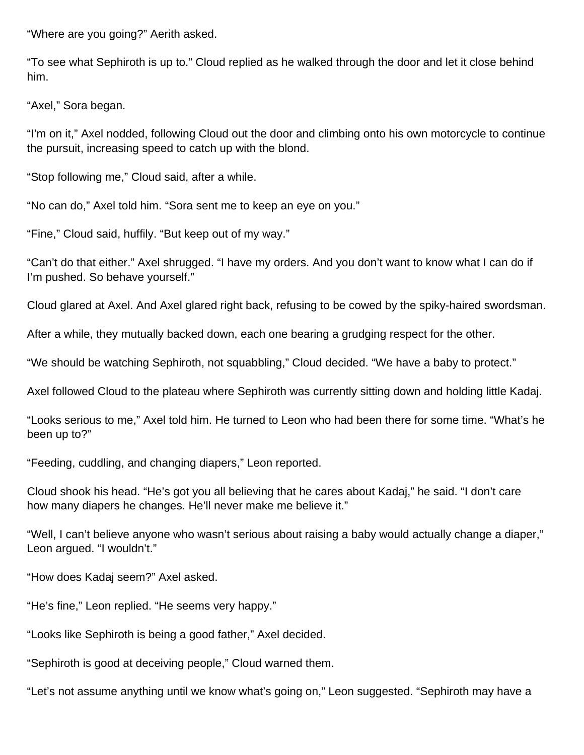“Where are you going?” Aerith asked.

“To see what Sephiroth is up to.” Cloud replied as he walked through the door and let it close behind him.

“Axel,” Sora began.

“I’m on it,” Axel nodded, following Cloud out the door and climbing onto his own motorcycle to continue the pursuit, increasing speed to catch up with the blond.

“Stop following me,” Cloud said, after a while.

“No can do,” Axel told him. “Sora sent me to keep an eye on you.”

“Fine,” Cloud said, huffily. “But keep out of my way.”

“Can’t do that either.” Axel shrugged. “I have my orders. And you don’t want to know what I can do if I’m pushed. So behave yourself.”

Cloud glared at Axel. And Axel glared right back, refusing to be cowed by the spiky-haired swordsman.

After a while, they mutually backed down, each one bearing a grudging respect for the other.

“We should be watching Sephiroth, not squabbling,” Cloud decided. “We have a baby to protect.”

Axel followed Cloud to the plateau where Sephiroth was currently sitting down and holding little Kadaj.

“Looks serious to me,” Axel told him. He turned to Leon who had been there for some time. “What’s he been up to?”

“Feeding, cuddling, and changing diapers,” Leon reported.

Cloud shook his head. “He’s got you all believing that he cares about Kadaj,” he said. “I don’t care how many diapers he changes. He’ll never make me believe it.”

“Well, I can’t believe anyone who wasn’t serious about raising a baby would actually change a diaper,” Leon argued. “I wouldn’t.”

“How does Kadaj seem?” Axel asked.

“He’s fine,” Leon replied. “He seems very happy.”

“Looks like Sephiroth is being a good father,” Axel decided.

“Sephiroth is good at deceiving people,” Cloud warned them.

“Let’s not assume anything until we know what’s going on,” Leon suggested. “Sephiroth may have a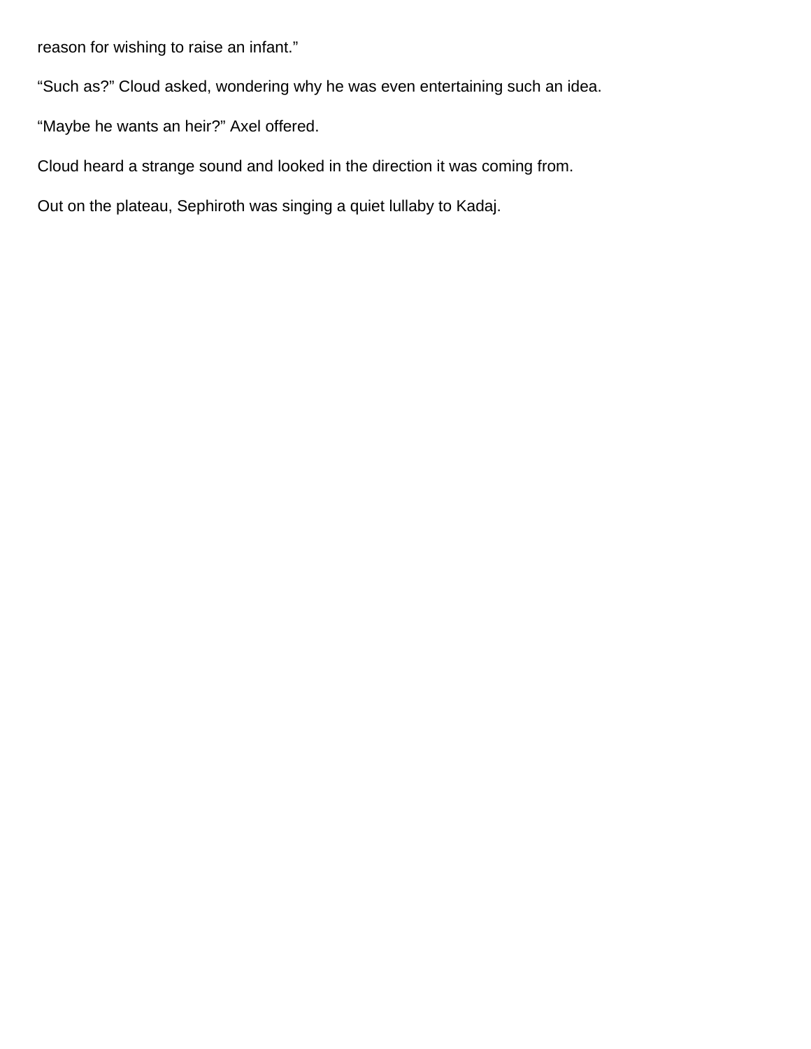reason for wishing to raise an infant.”

“Such as?” Cloud asked, wondering why he was even entertaining such an idea.

“Maybe he wants an heir?” Axel offered.

Cloud heard a strange sound and looked in the direction it was coming from.

Out on the plateau, Sephiroth was singing a quiet lullaby to Kadaj.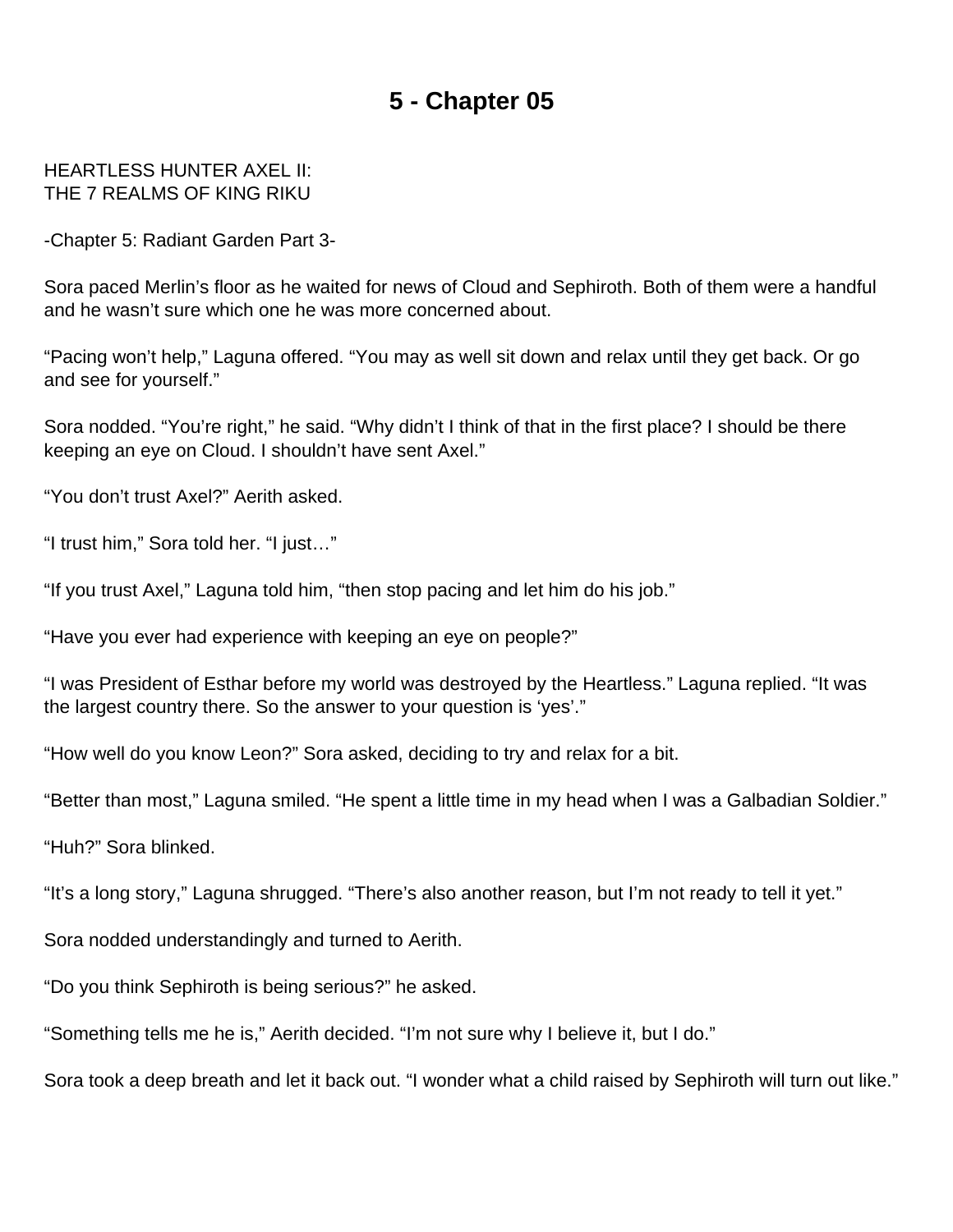# 5 - Chapter 05

HEARTLESS HUNTER AXEL II:
THE 7 REALMS OF KING RIKU

-Chapter 5: Radiant Garden Part 3-

Sora paced Merlin's floor as he waited for news of Cloud and Sephiroth. Both of them were a handful and he wasn't sure which one he was more concerned about.

"Pacing won't help," Laguna offered. "You may as well sit down and relax until they get back. Or go and see for yourself."

Sora nodded. "You're right," he said. "Why didn't I think of that in the first place? I should be there keeping an eye on Cloud. I shouldn't have sent Axel."

"You don't trust Axel?" Aerith asked.

"I trust him," Sora told her. "I just…"

"If you trust Axel," Laguna told him, "then stop pacing and let him do his job."

"Have you ever had experience with keeping an eye on people?"

"I was President of Esthar before my world was destroyed by the Heartless." Laguna replied. "It was the largest country there. So the answer to your question is 'yes'."

"How well do you know Leon?" Sora asked, deciding to try and relax for a bit.

"Better than most," Laguna smiled. "He spent a little time in my head when I was a Galbadian Soldier."

"Huh?" Sora blinked.

"It's a long story," Laguna shrugged. "There's also another reason, but I'm not ready to tell it yet."

Sora nodded understandingly and turned to Aerith.

"Do you think Sephiroth is being serious?" he asked.

"Something tells me he is," Aerith decided. "I'm not sure why I believe it, but I do."

Sora took a deep breath and let it back out. "I wonder what a child raised by Sephiroth will turn out like."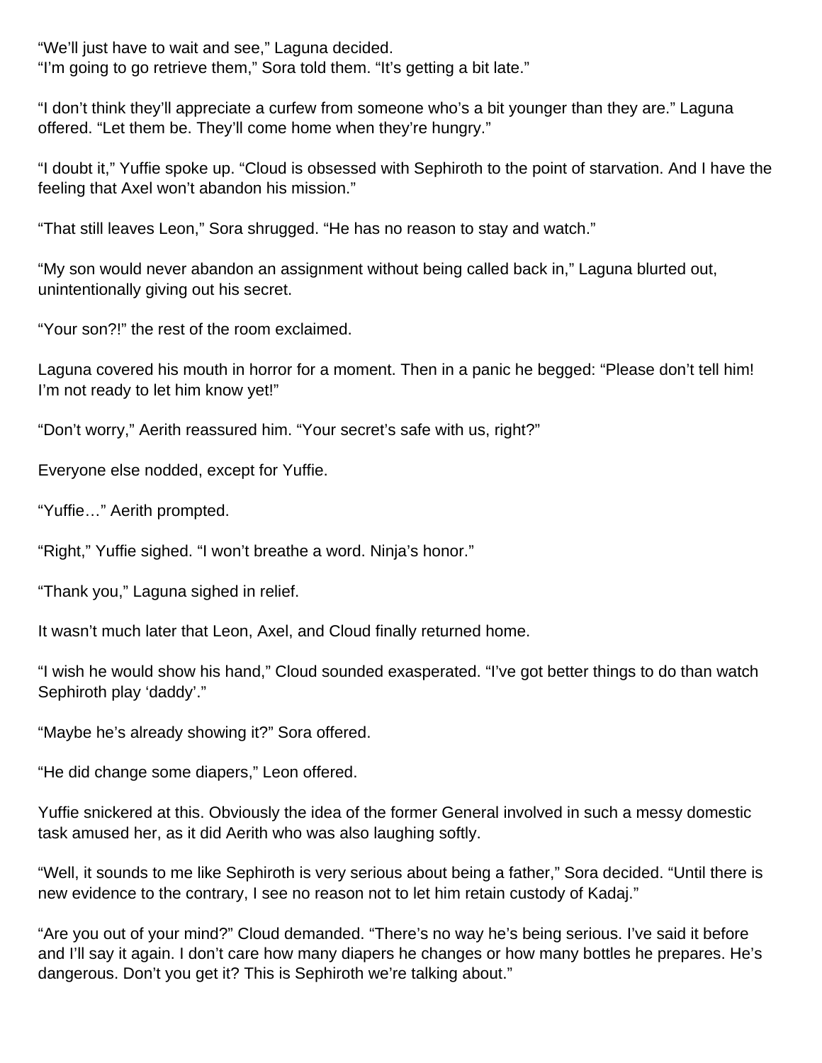"We'll just have to wait and see," Laguna decided.
"I'm going to go retrieve them," Sora told them. "It's getting a bit late."

"I don't think they'll appreciate a curfew from someone who's a bit younger than they are." Laguna offered. "Let them be. They'll come home when they're hungry."

"I doubt it," Yuffie spoke up. "Cloud is obsessed with Sephiroth to the point of starvation. And I have the feeling that Axel won't abandon his mission."

"That still leaves Leon," Sora shrugged. "He has no reason to stay and watch."

"My son would never abandon an assignment without being called back in," Laguna blurted out, unintentionally giving out his secret.

"Your son?!" the rest of the room exclaimed.

Laguna covered his mouth in horror for a moment. Then in a panic he begged: "Please don't tell him! I'm not ready to let him know yet!"

"Don't worry," Aerith reassured him. "Your secret's safe with us, right?"

Everyone else nodded, except for Yuffie.

"Yuffie…" Aerith prompted.

"Right," Yuffie sighed. "I won't breathe a word. Ninja's honor."

"Thank you," Laguna sighed in relief.

It wasn't much later that Leon, Axel, and Cloud finally returned home.

"I wish he would show his hand," Cloud sounded exasperated. "I've got better things to do than watch Sephiroth play 'daddy'."

"Maybe he's already showing it?" Sora offered.

"He did change some diapers," Leon offered.

Yuffie snickered at this. Obviously the idea of the former General involved in such a messy domestic task amused her, as it did Aerith who was also laughing softly.

"Well, it sounds to me like Sephiroth is very serious about being a father," Sora decided. "Until there is new evidence to the contrary, I see no reason not to let him retain custody of Kadaj."

"Are you out of your mind?" Cloud demanded. "There's no way he's being serious. I've said it before and I'll say it again. I don't care how many diapers he changes or how many bottles he prepares. He's dangerous. Don't you get it? This is Sephiroth we're talking about."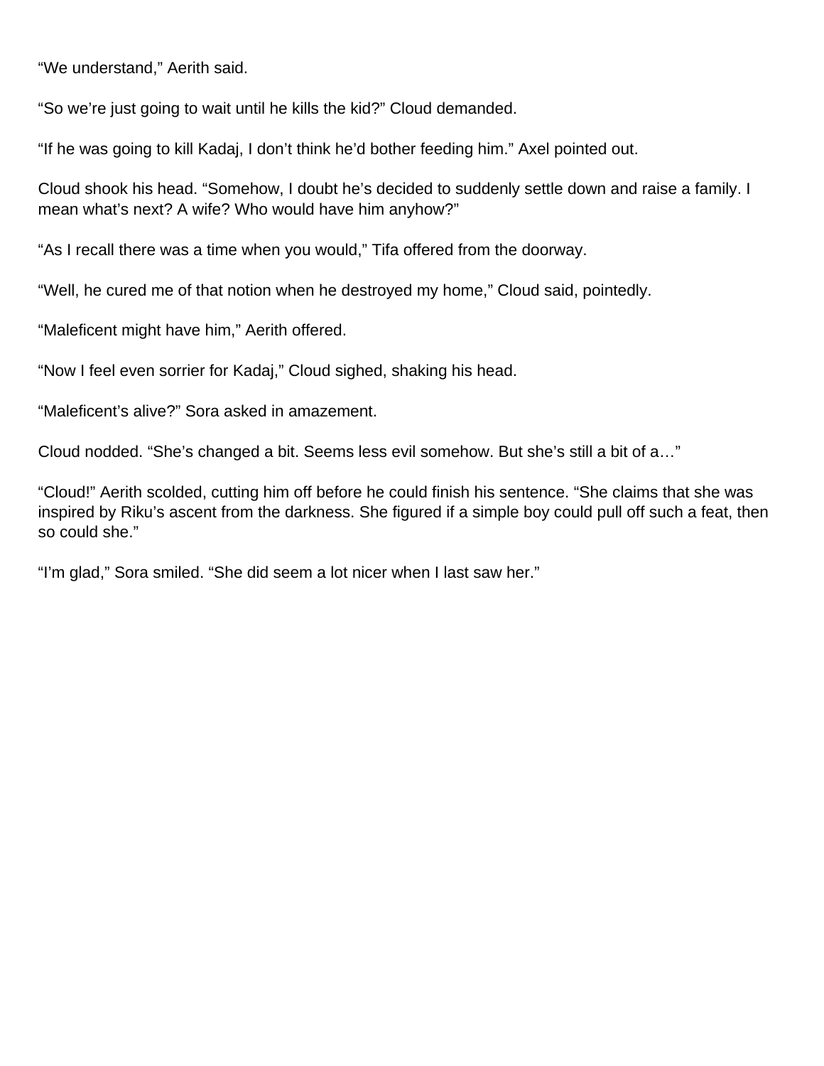“We understand,” Aerith said.

“So we’re just going to wait until he kills the kid?” Cloud demanded.

“If he was going to kill Kadaj, I don’t think he’d bother feeding him.” Axel pointed out.

Cloud shook his head. “Somehow, I doubt he’s decided to suddenly settle down and raise a family. I mean what’s next? A wife? Who would have him anyhow?”

“As I recall there was a time when you would,” Tifa offered from the doorway.

“Well, he cured me of that notion when he destroyed my home,” Cloud said, pointedly.

“Maleficent might have him,” Aerith offered.

“Now I feel even sorrier for Kadaj,” Cloud sighed, shaking his head.

“Maleficent’s alive?” Sora asked in amazement.

Cloud nodded. “She’s changed a bit. Seems less evil somehow. But she’s still a bit of a…”

“Cloud!” Aerith scolded, cutting him off before he could finish his sentence. “She claims that she was inspired by Riku’s ascent from the darkness. She figured if a simple boy could pull off such a feat, then so could she.”

“I’m glad,” Sora smiled. “She did seem a lot nicer when I last saw her.”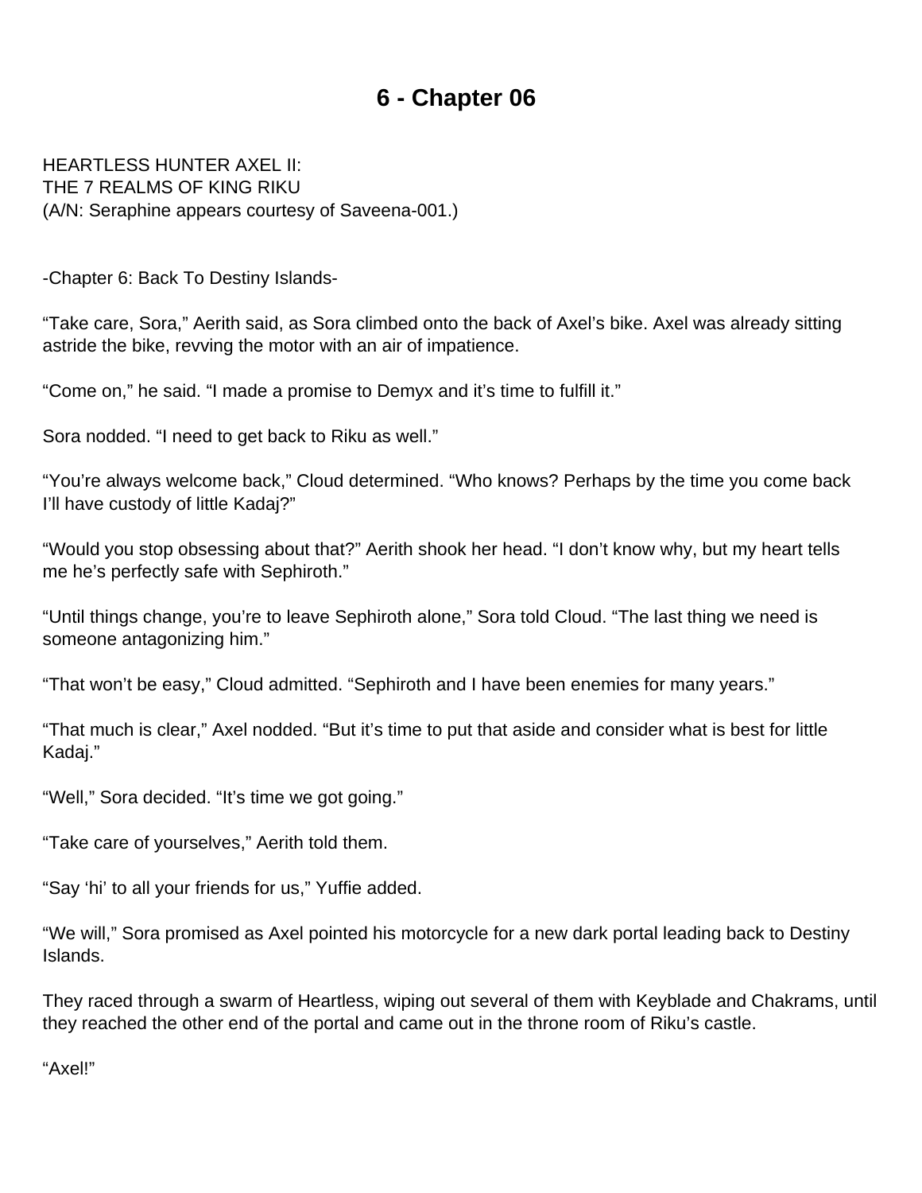# 6 - Chapter 06

HEARTLESS HUNTER AXEL II:
THE 7 REALMS OF KING RIKU
(A/N: Seraphine appears courtesy of Saveena-001.)

-Chapter 6: Back To Destiny Islands-

“Take care, Sora,” Aerith said, as Sora climbed onto the back of Axel’s bike. Axel was already sitting astride the bike, revving the motor with an air of impatience.

“Come on,” he said. “I made a promise to Demyx and it’s time to fulfill it.”

Sora nodded. “I need to get back to Riku as well.”

“You’re always welcome back,” Cloud determined. “Who knows? Perhaps by the time you come back I’ll have custody of little Kadaj?”

“Would you stop obsessing about that?” Aerith shook her head. “I don’t know why, but my heart tells me he’s perfectly safe with Sephiroth.”

“Until things change, you’re to leave Sephiroth alone,” Sora told Cloud. “The last thing we need is someone antagonizing him.”

“That won’t be easy,” Cloud admitted. “Sephiroth and I have been enemies for many years.”

“That much is clear,” Axel nodded. “But it’s time to put that aside and consider what is best for little Kadaj.”

“Well,” Sora decided. “It’s time we got going.”

“Take care of yourselves,” Aerith told them.

“Say ‘hi’ to all your friends for us,” Yuffie added.

“We will,” Sora promised as Axel pointed his motorcycle for a new dark portal leading back to Destiny Islands.

They raced through a swarm of Heartless, wiping out several of them with Keyblade and Chakrams, until they reached the other end of the portal and came out in the throne room of Riku’s castle.

“Axel!”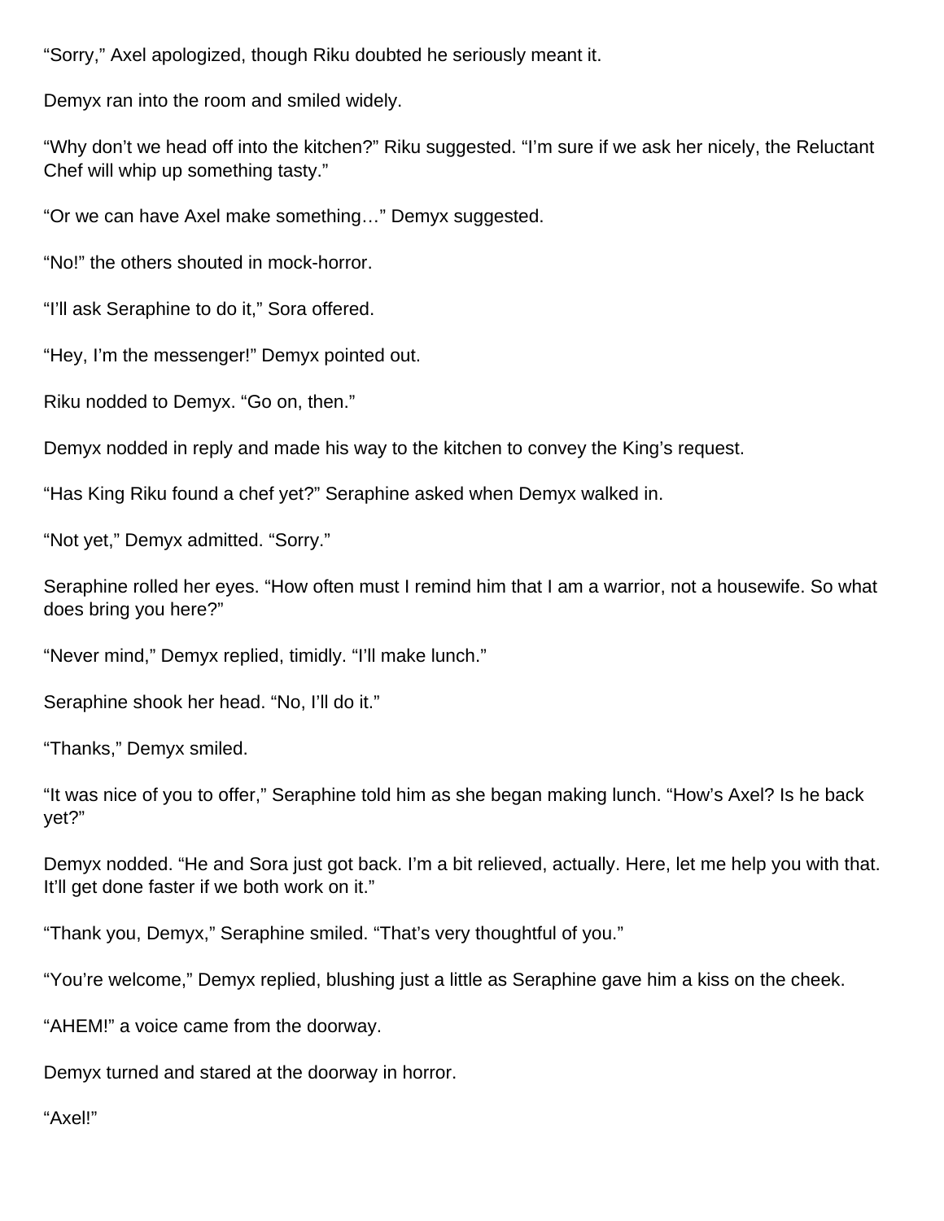“Sorry,” Axel apologized, though Riku doubted he seriously meant it.

Demyx ran into the room and smiled widely.

“Why don’t we head off into the kitchen?” Riku suggested. “I’m sure if we ask her nicely, the Reluctant Chef will whip up something tasty.”

“Or we can have Axel make something…” Demyx suggested.

“No!” the others shouted in mock-horror.

“I’ll ask Seraphine to do it,” Sora offered.

“Hey, I’m the messenger!” Demyx pointed out.

Riku nodded to Demyx. “Go on, then.”

Demyx nodded in reply and made his way to the kitchen to convey the King’s request.

“Has King Riku found a chef yet?” Seraphine asked when Demyx walked in.

“Not yet,” Demyx admitted. “Sorry.”

Seraphine rolled her eyes. “How often must I remind him that I am a warrior, not a housewife. So what does bring you here?”

“Never mind,” Demyx replied, timidly. “I’ll make lunch.”

Seraphine shook her head. “No, I’ll do it.”

“Thanks,” Demyx smiled.

“It was nice of you to offer,” Seraphine told him as she began making lunch. “How’s Axel? Is he back yet?”

Demyx nodded. “He and Sora just got back. I’m a bit relieved, actually. Here, let me help you with that. It’ll get done faster if we both work on it.”

“Thank you, Demyx,” Seraphine smiled. “That’s very thoughtful of you.”

“You’re welcome,” Demyx replied, blushing just a little as Seraphine gave him a kiss on the cheek.

“AHEM!” a voice came from the doorway.

Demyx turned and stared at the doorway in horror.

“Axel!”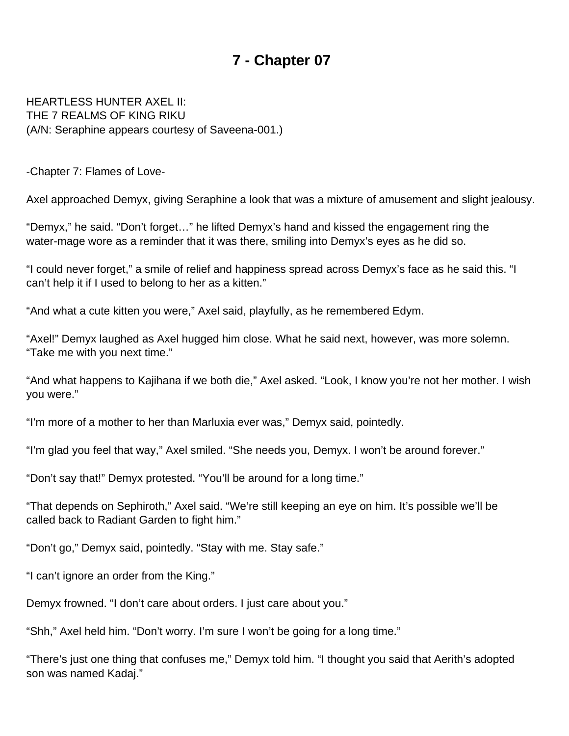# 7 - Chapter 07

HEARTLESS HUNTER AXEL II:
THE 7 REALMS OF KING RIKU
(A/N: Seraphine appears courtesy of Saveena-001.)

-Chapter 7: Flames of Love-

Axel approached Demyx, giving Seraphine a look that was a mixture of amusement and slight jealousy.

"Demyx," he said. "Don't forget…" he lifted Demyx's hand and kissed the engagement ring the water-mage wore as a reminder that it was there, smiling into Demyx's eyes as he did so.

"I could never forget," a smile of relief and happiness spread across Demyx's face as he said this. "I can't help it if I used to belong to her as a kitten."

"And what a cute kitten you were," Axel said, playfully, as he remembered Edym.

"Axel!" Demyx laughed as Axel hugged him close. What he said next, however, was more solemn. "Take me with you next time."

"And what happens to Kajihana if we both die," Axel asked. "Look, I know you're not her mother. I wish you were."

"I'm more of a mother to her than Marluxia ever was," Demyx said, pointedly.

"I'm glad you feel that way," Axel smiled. "She needs you, Demyx. I won't be around forever."

"Don't say that!" Demyx protested. "You'll be around for a long time."

"That depends on Sephiroth," Axel said. "We're still keeping an eye on him. It's possible we'll be called back to Radiant Garden to fight him."

"Don't go," Demyx said, pointedly. "Stay with me. Stay safe."

"I can't ignore an order from the King."

Demyx frowned. "I don't care about orders. I just care about you."

"Shh," Axel held him. "Don't worry. I'm sure I won't be going for a long time."

"There's just one thing that confuses me," Demyx told him. "I thought you said that Aerith's adopted son was named Kadaj."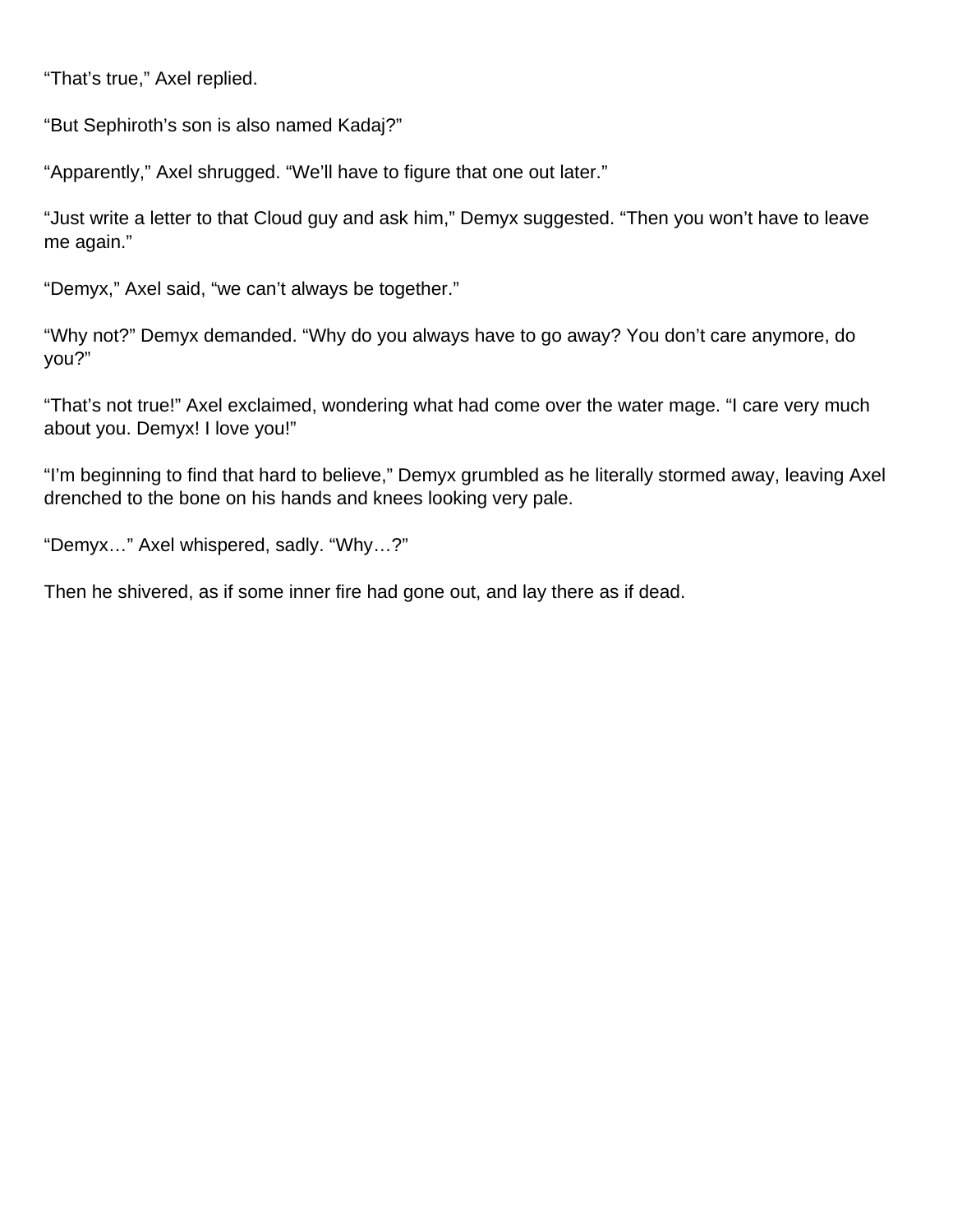"That's true," Axel replied.

"But Sephiroth's son is also named Kadaj?"

"Apparently," Axel shrugged. "We'll have to figure that one out later."

"Just write a letter to that Cloud guy and ask him," Demyx suggested. "Then you won't have to leave me again."

"Demyx," Axel said, "we can't always be together."

"Why not?" Demyx demanded. "Why do you always have to go away? You don't care anymore, do you?"

"That's not true!" Axel exclaimed, wondering what had come over the water mage. "I care very much about you. Demyx! I love you!"

"I'm beginning to find that hard to believe," Demyx grumbled as he literally stormed away, leaving Axel drenched to the bone on his hands and knees looking very pale.

"Demyx…" Axel whispered, sadly. "Why…?"

Then he shivered, as if some inner fire had gone out, and lay there as if dead.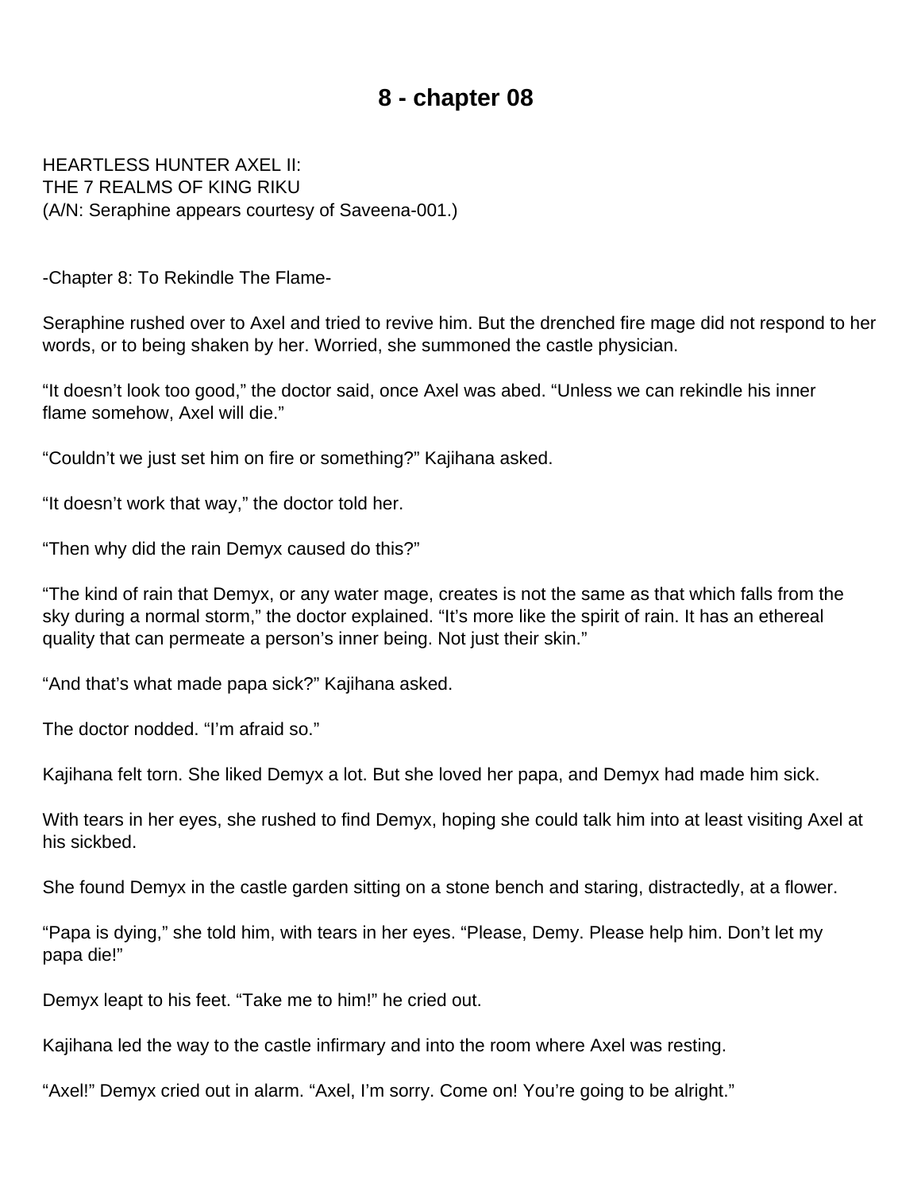# 8 - chapter 08

HEARTLESS HUNTER AXEL II:
THE 7 REALMS OF KING RIKU
(A/N: Seraphine appears courtesy of Saveena-001.)

-Chapter 8: To Rekindle The Flame-

Seraphine rushed over to Axel and tried to revive him. But the drenched fire mage did not respond to her words, or to being shaken by her. Worried, she summoned the castle physician.

“It doesn’t look too good,” the doctor said, once Axel was abed. “Unless we can rekindle his inner flame somehow, Axel will die.”

“Couldn’t we just set him on fire or something?” Kajihana asked.

“It doesn’t work that way,” the doctor told her.

“Then why did the rain Demyx caused do this?”

“The kind of rain that Demyx, or any water mage, creates is not the same as that which falls from the sky during a normal storm,” the doctor explained. “It’s more like the spirit of rain. It has an ethereal quality that can permeate a person’s inner being. Not just their skin.”

“And that’s what made papa sick?” Kajihana asked.

The doctor nodded. “I’m afraid so.”

Kajihana felt torn. She liked Demyx a lot. But she loved her papa, and Demyx had made him sick.

With tears in her eyes, she rushed to find Demyx, hoping she could talk him into at least visiting Axel at his sickbed.

She found Demyx in the castle garden sitting on a stone bench and staring, distractedly, at a flower.

“Papa is dying,” she told him, with tears in her eyes. “Please, Demy. Please help him. Don’t let my papa die!”

Demyx leapt to his feet. “Take me to him!” he cried out.

Kajihana led the way to the castle infirmary and into the room where Axel was resting.

“Axel!” Demyx cried out in alarm. “Axel, I’m sorry. Come on! You’re going to be alright.”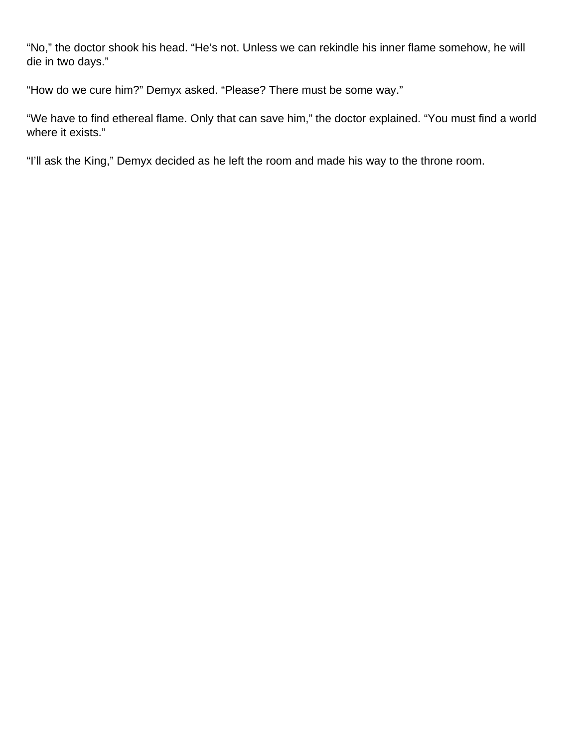“No,” the doctor shook his head. “He’s not. Unless we can rekindle his inner flame somehow, he will die in two days.”

“How do we cure him?” Demyx asked. “Please? There must be some way.”

“We have to find ethereal flame. Only that can save him,” the doctor explained. “You must find a world where it exists.”

“I’ll ask the King,” Demyx decided as he left the room and made his way to the throne room.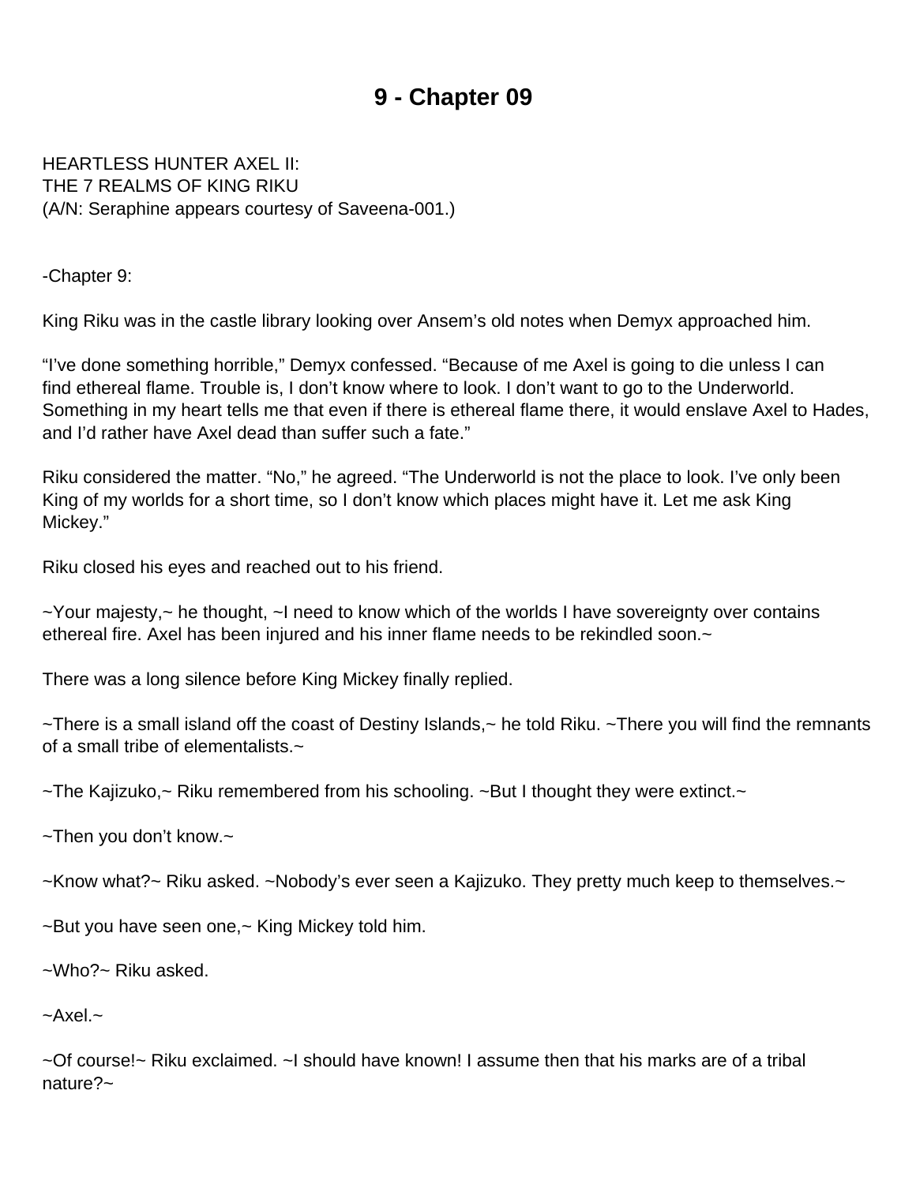# 9 - Chapter 09

HEARTLESS HUNTER AXEL II:
THE 7 REALMS OF KING RIKU
(A/N: Seraphine appears courtesy of Saveena-001.)

-Chapter 9:

King Riku was in the castle library looking over Ansem's old notes when Demyx approached him.

"I've done something horrible," Demyx confessed. "Because of me Axel is going to die unless I can find ethereal flame. Trouble is, I don't know where to look. I don't want to go to the Underworld. Something in my heart tells me that even if there is ethereal flame there, it would enslave Axel to Hades, and I'd rather have Axel dead than suffer such a fate."

Riku considered the matter. "No," he agreed. "The Underworld is not the place to look. I've only been King of my worlds for a short time, so I don't know which places might have it. Let me ask King Mickey."

Riku closed his eyes and reached out to his friend.

~Your majesty,~ he thought, ~I need to know which of the worlds I have sovereignty over contains ethereal fire. Axel has been injured and his inner flame needs to be rekindled soon.~

There was a long silence before King Mickey finally replied.

~There is a small island off the coast of Destiny Islands,~ he told Riku. ~There you will find the remnants of a small tribe of elementalists.~

~The Kajizuko,~ Riku remembered from his schooling. ~But I thought they were extinct.~

~Then you don't know.~

~Know what?~ Riku asked. ~Nobody's ever seen a Kajizuko. They pretty much keep to themselves.~

~But you have seen one,~ King Mickey told him.

~Who?~ Riku asked.

~Axel.~

~Of course!~ Riku exclaimed. ~I should have known! I assume then that his marks are of a tribal nature?~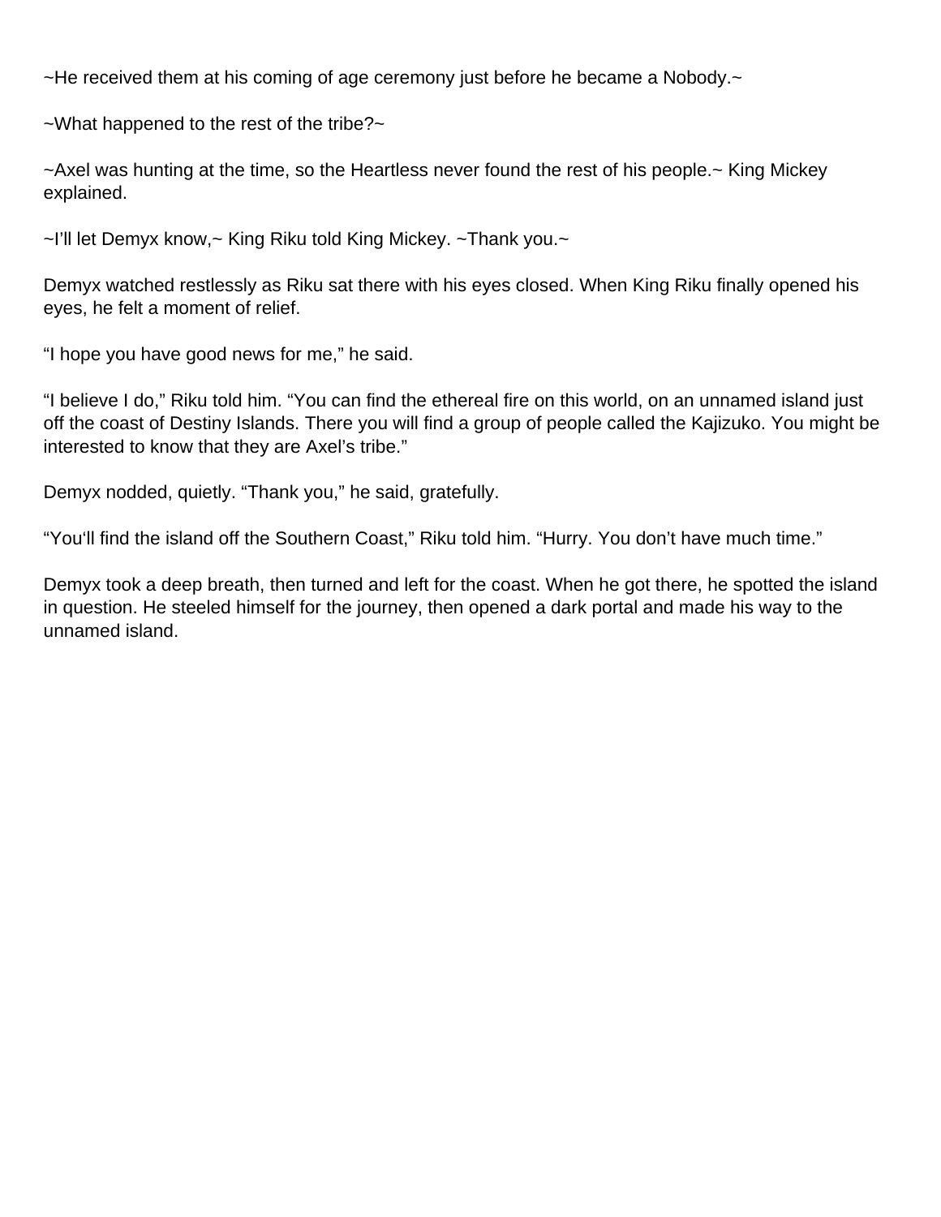~He received them at his coming of age ceremony just before he became a Nobody.~

~What happened to the rest of the tribe?~

~Axel was hunting at the time, so the Heartless never found the rest of his people.~ King Mickey explained.

~I'll let Demyx know,~ King Riku told King Mickey. ~Thank you.~

Demyx watched restlessly as Riku sat there with his eyes closed. When King Riku finally opened his eyes, he felt a moment of relief.

"I hope you have good news for me," he said.

"I believe I do," Riku told him. "You can find the ethereal fire on this world, on an unnamed island just off the coast of Destiny Islands. There you will find a group of people called the Kajizuko. You might be interested to know that they are Axel's tribe."

Demyx nodded, quietly. "Thank you," he said, gratefully.

"You'll find the island off the Southern Coast," Riku told him. "Hurry. You don't have much time."

Demyx took a deep breath, then turned and left for the coast. When he got there, he spotted the island in question. He steeled himself for the journey, then opened a dark portal and made his way to the unnamed island.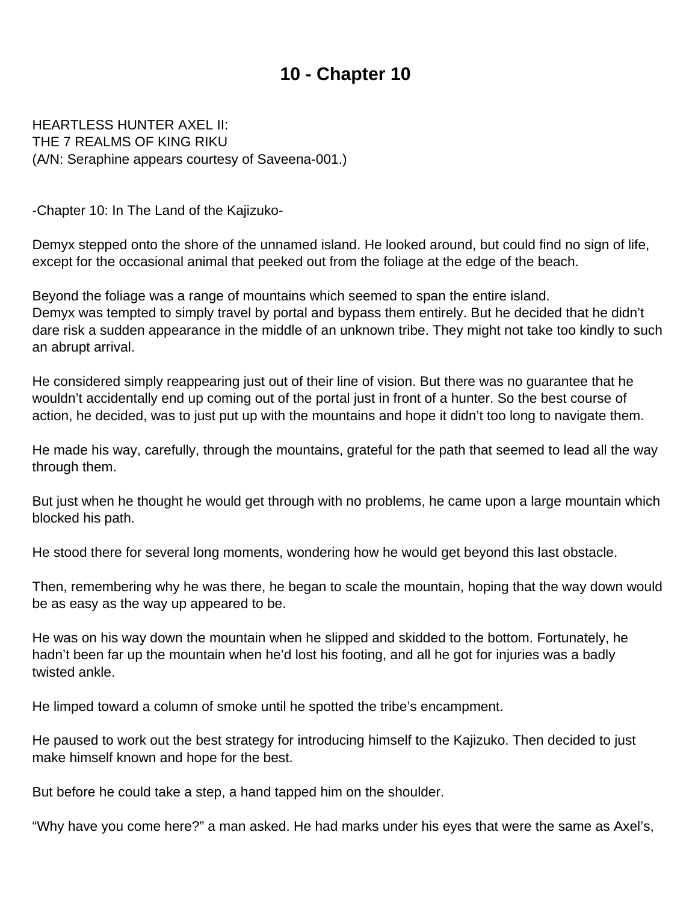# 10 - Chapter 10

HEARTLESS HUNTER AXEL II:
THE 7 REALMS OF KING RIKU
(A/N: Seraphine appears courtesy of Saveena-001.)

-Chapter 10: In The Land of the Kajizuko-

Demyx stepped onto the shore of the unnamed island. He looked around, but could find no sign of life, except for the occasional animal that peeked out from the foliage at the edge of the beach.

Beyond the foliage was a range of mountains which seemed to span the entire island.
Demyx was tempted to simply travel by portal and bypass them entirely. But he decided that he didn't dare risk a sudden appearance in the middle of an unknown tribe. They might not take too kindly to such an abrupt arrival.

He considered simply reappearing just out of their line of vision. But there was no guarantee that he wouldn't accidentally end up coming out of the portal just in front of a hunter. So the best course of action, he decided, was to just put up with the mountains and hope it didn't too long to navigate them.

He made his way, carefully, through the mountains, grateful for the path that seemed to lead all the way through them.

But just when he thought he would get through with no problems, he came upon a large mountain which blocked his path.

He stood there for several long moments, wondering how he would get beyond this last obstacle.

Then, remembering why he was there, he began to scale the mountain, hoping that the way down would be as easy as the way up appeared to be.

He was on his way down the mountain when he slipped and skidded to the bottom. Fortunately, he hadn't been far up the mountain when he'd lost his footing, and all he got for injuries was a badly twisted ankle.

He limped toward a column of smoke until he spotted the tribe's encampment.

He paused to work out the best strategy for introducing himself to the Kajizuko. Then decided to just make himself known and hope for the best.

But before he could take a step, a hand tapped him on the shoulder.

"Why have you come here?" a man asked. He had marks under his eyes that were the same as Axel's,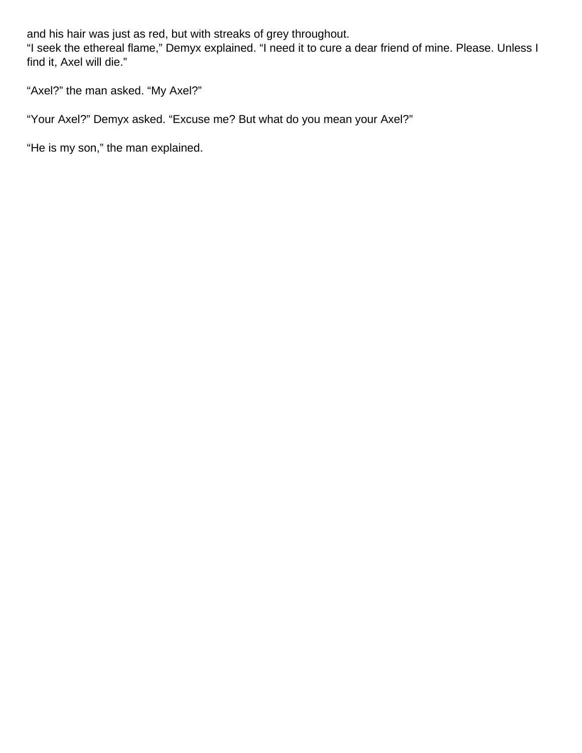and his hair was just as red, but with streaks of grey throughout.
"I seek the ethereal flame," Demyx explained. "I need it to cure a dear friend of mine. Please. Unless I find it, Axel will die."

"Axel?" the man asked. "My Axel?"

"Your Axel?" Demyx asked. "Excuse me? But what do you mean your Axel?"

"He is my son," the man explained.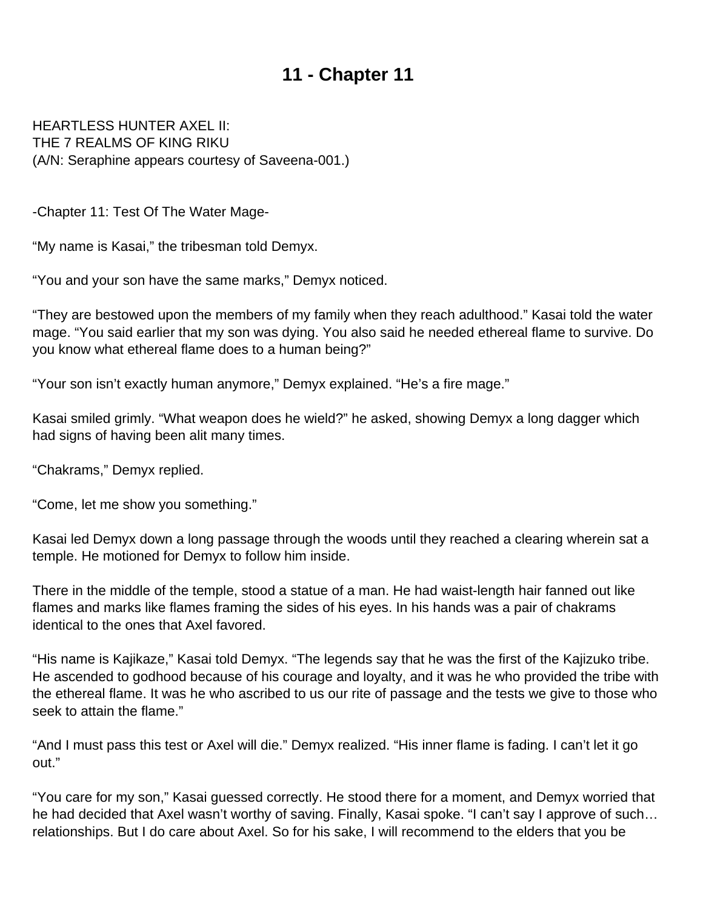# 11 - Chapter 11

HEARTLESS HUNTER AXEL II:
THE 7 REALMS OF KING RIKU
(A/N: Seraphine appears courtesy of Saveena-001.)

-Chapter 11: Test Of The Water Mage-

"My name is Kasai," the tribesman told Demyx.

"You and your son have the same marks," Demyx noticed.

"They are bestowed upon the members of my family when they reach adulthood." Kasai told the water mage. "You said earlier that my son was dying. You also said he needed ethereal flame to survive. Do you know what ethereal flame does to a human being?"

"Your son isn't exactly human anymore," Demyx explained. "He's a fire mage."

Kasai smiled grimly. "What weapon does he wield?" he asked, showing Demyx a long dagger which had signs of having been alit many times.

"Chakrams," Demyx replied.

"Come, let me show you something."

Kasai led Demyx down a long passage through the woods until they reached a clearing wherein sat a temple. He motioned for Demyx to follow him inside.

There in the middle of the temple, stood a statue of a man. He had waist-length hair fanned out like flames and marks like flames framing the sides of his eyes. In his hands was a pair of chakrams identical to the ones that Axel favored.

"His name is Kajikaze," Kasai told Demyx. "The legends say that he was the first of the Kajizuko tribe. He ascended to godhood because of his courage and loyalty, and it was he who provided the tribe with the ethereal flame. It was he who ascribed to us our rite of passage and the tests we give to those who seek to attain the flame."

"And I must pass this test or Axel will die." Demyx realized. "His inner flame is fading. I can't let it go out."

"You care for my son," Kasai guessed correctly. He stood there for a moment, and Demyx worried that he had decided that Axel wasn't worthy of saving. Finally, Kasai spoke. "I can't say I approve of such… relationships. But I do care about Axel. So for his sake, I will recommend to the elders that you be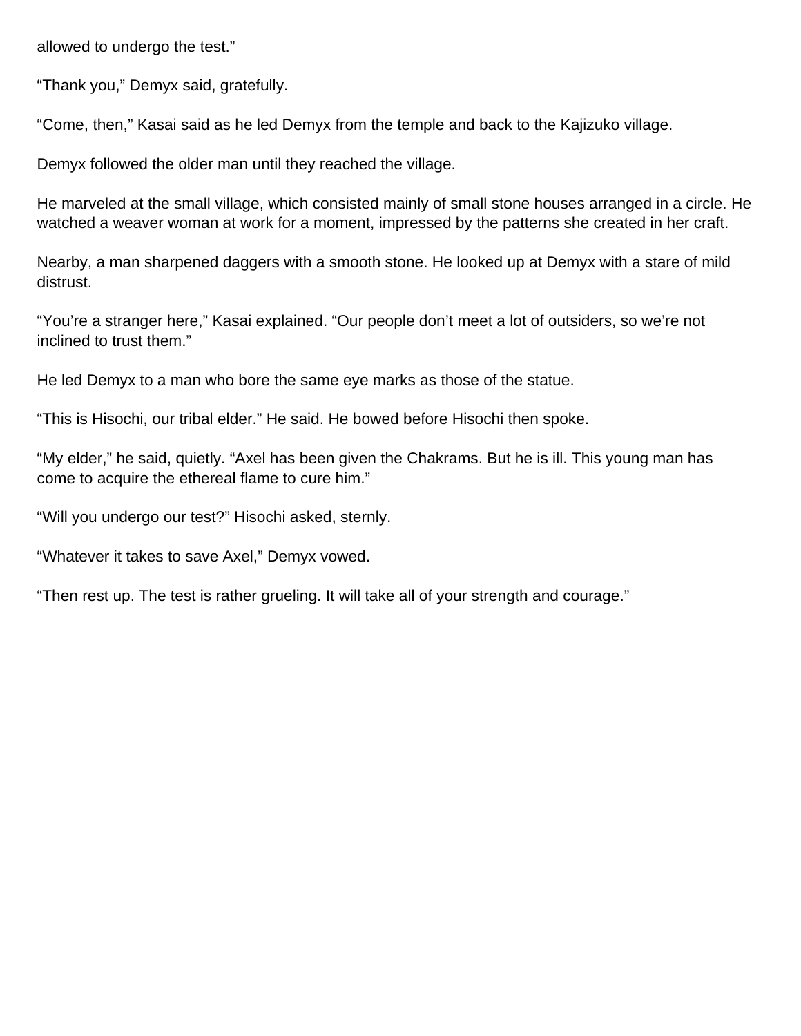allowed to undergo the test."

"Thank you," Demyx said, gratefully.

"Come, then," Kasai said as he led Demyx from the temple and back to the Kajizuko village.

Demyx followed the older man until they reached the village.

He marveled at the small village, which consisted mainly of small stone houses arranged in a circle. He watched a weaver woman at work for a moment, impressed by the patterns she created in her craft.

Nearby, a man sharpened daggers with a smooth stone. He looked up at Demyx with a stare of mild distrust.

"You're a stranger here," Kasai explained. "Our people don't meet a lot of outsiders, so we're not inclined to trust them."

He led Demyx to a man who bore the same eye marks as those of the statue.

"This is Hisochi, our tribal elder." He said. He bowed before Hisochi then spoke.

"My elder," he said, quietly. "Axel has been given the Chakrams. But he is ill. This young man has come to acquire the ethereal flame to cure him."

"Will you undergo our test?" Hisochi asked, sternly.

"Whatever it takes to save Axel," Demyx vowed.

"Then rest up. The test is rather grueling. It will take all of your strength and courage."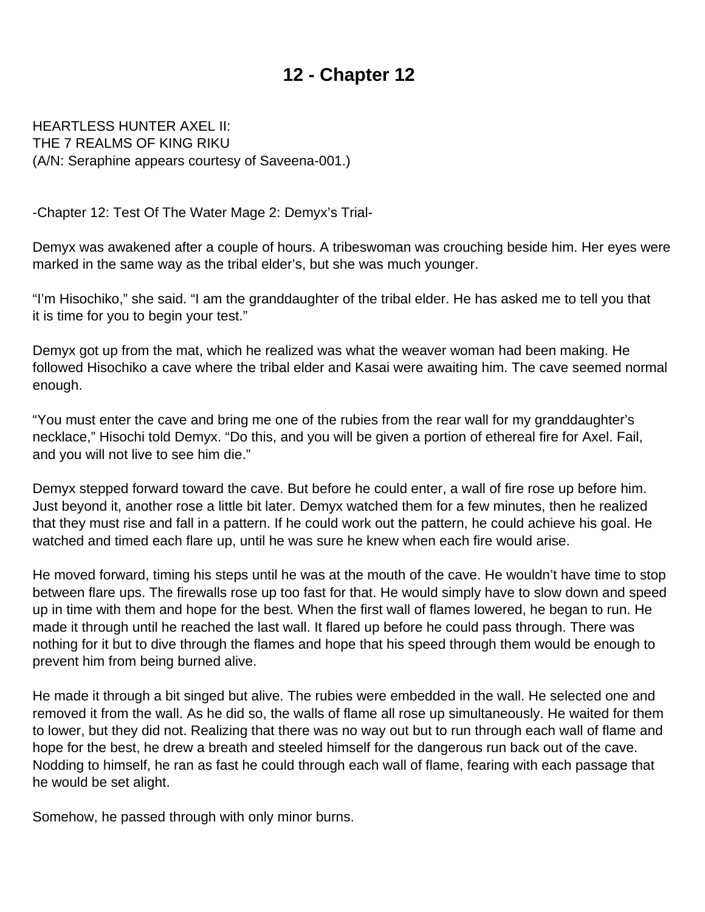# 12 - Chapter 12

HEARTLESS HUNTER AXEL II:
THE 7 REALMS OF KING RIKU
(A/N: Seraphine appears courtesy of Saveena-001.)

-Chapter 12: Test Of The Water Mage 2: Demyx's Trial-

Demyx was awakened after a couple of hours. A tribeswoman was crouching beside him. Her eyes were marked in the same way as the tribal elder's, but she was much younger.

"I'm Hisochiko," she said. "I am the granddaughter of the tribal elder. He has asked me to tell you that it is time for you to begin your test."

Demyx got up from the mat, which he realized was what the weaver woman had been making. He followed Hisochiko a cave where the tribal elder and Kasai were awaiting him. The cave seemed normal enough.

"You must enter the cave and bring me one of the rubies from the rear wall for my granddaughter's necklace," Hisochi told Demyx. "Do this, and you will be given a portion of ethereal fire for Axel. Fail, and you will not live to see him die."

Demyx stepped forward toward the cave. But before he could enter, a wall of fire rose up before him. Just beyond it, another rose a little bit later. Demyx watched them for a few minutes, then he realized that they must rise and fall in a pattern. If he could work out the pattern, he could achieve his goal. He watched and timed each flare up, until he was sure he knew when each fire would arise.

He moved forward, timing his steps until he was at the mouth of the cave. He wouldn't have time to stop between flare ups. The firewalls rose up too fast for that. He would simply have to slow down and speed up in time with them and hope for the best. When the first wall of flames lowered, he began to run. He made it through until he reached the last wall. It flared up before he could pass through. There was nothing for it but to dive through the flames and hope that his speed through them would be enough to prevent him from being burned alive.

He made it through a bit singed but alive. The rubies were embedded in the wall. He selected one and removed it from the wall. As he did so, the walls of flame all rose up simultaneously. He waited for them to lower, but they did not. Realizing that there was no way out but to run through each wall of flame and hope for the best, he drew a breath and steeled himself for the dangerous run back out of the cave. Nodding to himself, he ran as fast he could through each wall of flame, fearing with each passage that he would be set alight.

Somehow, he passed through with only minor burns.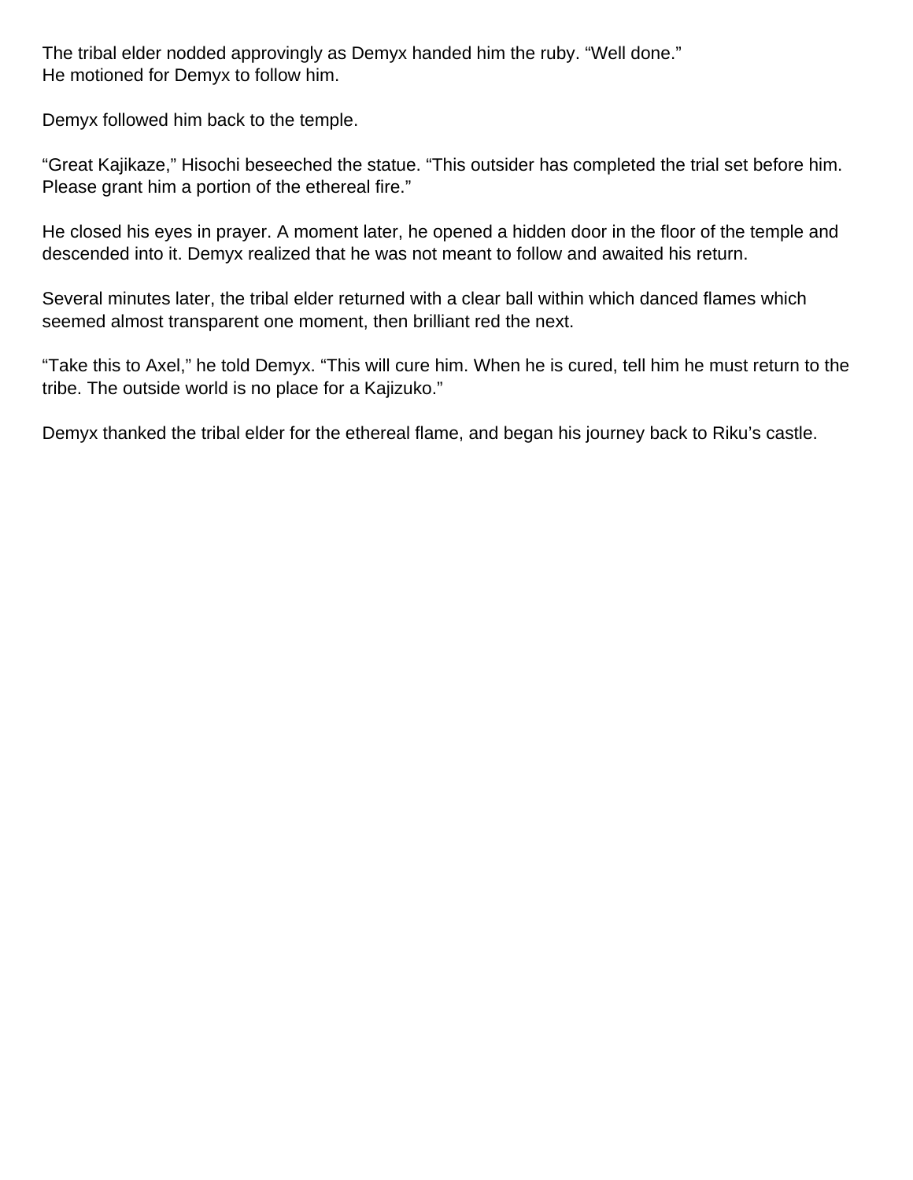The tribal elder nodded approvingly as Demyx handed him the ruby. “Well done.”
He motioned for Demyx to follow him.

Demyx followed him back to the temple.

“Great Kajikaze,” Hisochi beseeched the statue. “This outsider has completed the trial set before him. Please grant him a portion of the ethereal fire.”

He closed his eyes in prayer. A moment later, he opened a hidden door in the floor of the temple and descended into it. Demyx realized that he was not meant to follow and awaited his return.

Several minutes later, the tribal elder returned with a clear ball within which danced flames which seemed almost transparent one moment, then brilliant red the next.

“Take this to Axel,” he told Demyx. “This will cure him. When he is cured, tell him he must return to the tribe. The outside world is no place for a Kajizuko.”

Demyx thanked the tribal elder for the ethereal flame, and began his journey back to Riku’s castle.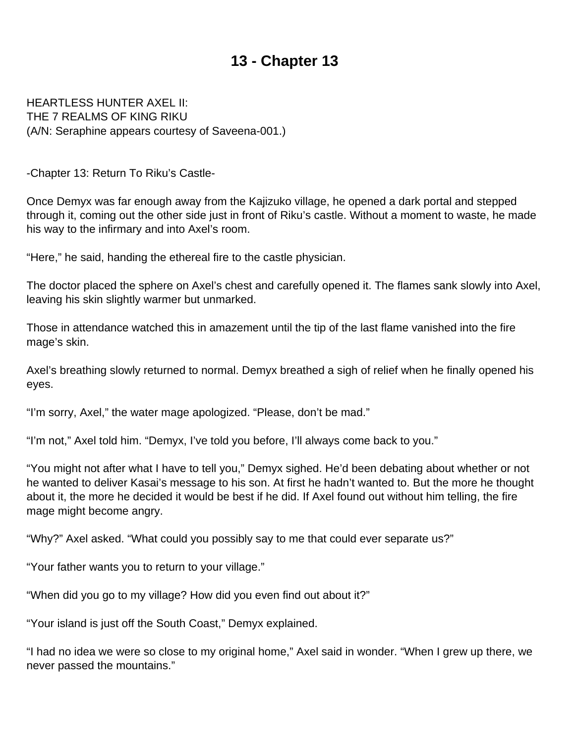# 13 - Chapter 13

HEARTLESS HUNTER AXEL II:
THE 7 REALMS OF KING RIKU
(A/N: Seraphine appears courtesy of Saveena-001.)

-Chapter 13: Return To Riku's Castle-

Once Demyx was far enough away from the Kajizuko village, he opened a dark portal and stepped through it, coming out the other side just in front of Riku's castle. Without a moment to waste, he made his way to the infirmary and into Axel's room.

"Here," he said, handing the ethereal fire to the castle physician.

The doctor placed the sphere on Axel's chest and carefully opened it. The flames sank slowly into Axel, leaving his skin slightly warmer but unmarked.

Those in attendance watched this in amazement until the tip of the last flame vanished into the fire mage's skin.

Axel's breathing slowly returned to normal. Demyx breathed a sigh of relief when he finally opened his eyes.

"I'm sorry, Axel," the water mage apologized. "Please, don't be mad."

"I'm not," Axel told him. "Demyx, I've told you before, I'll always come back to you."

"You might not after what I have to tell you," Demyx sighed. He'd been debating about whether or not he wanted to deliver Kasai's message to his son. At first he hadn't wanted to. But the more he thought about it, the more he decided it would be best if he did. If Axel found out without him telling, the fire mage might become angry.

"Why?" Axel asked. "What could you possibly say to me that could ever separate us?"

"Your father wants you to return to your village."

"When did you go to my village? How did you even find out about it?"

"Your island is just off the South Coast," Demyx explained.

"I had no idea we were so close to my original home," Axel said in wonder. "When I grew up there, we never passed the mountains."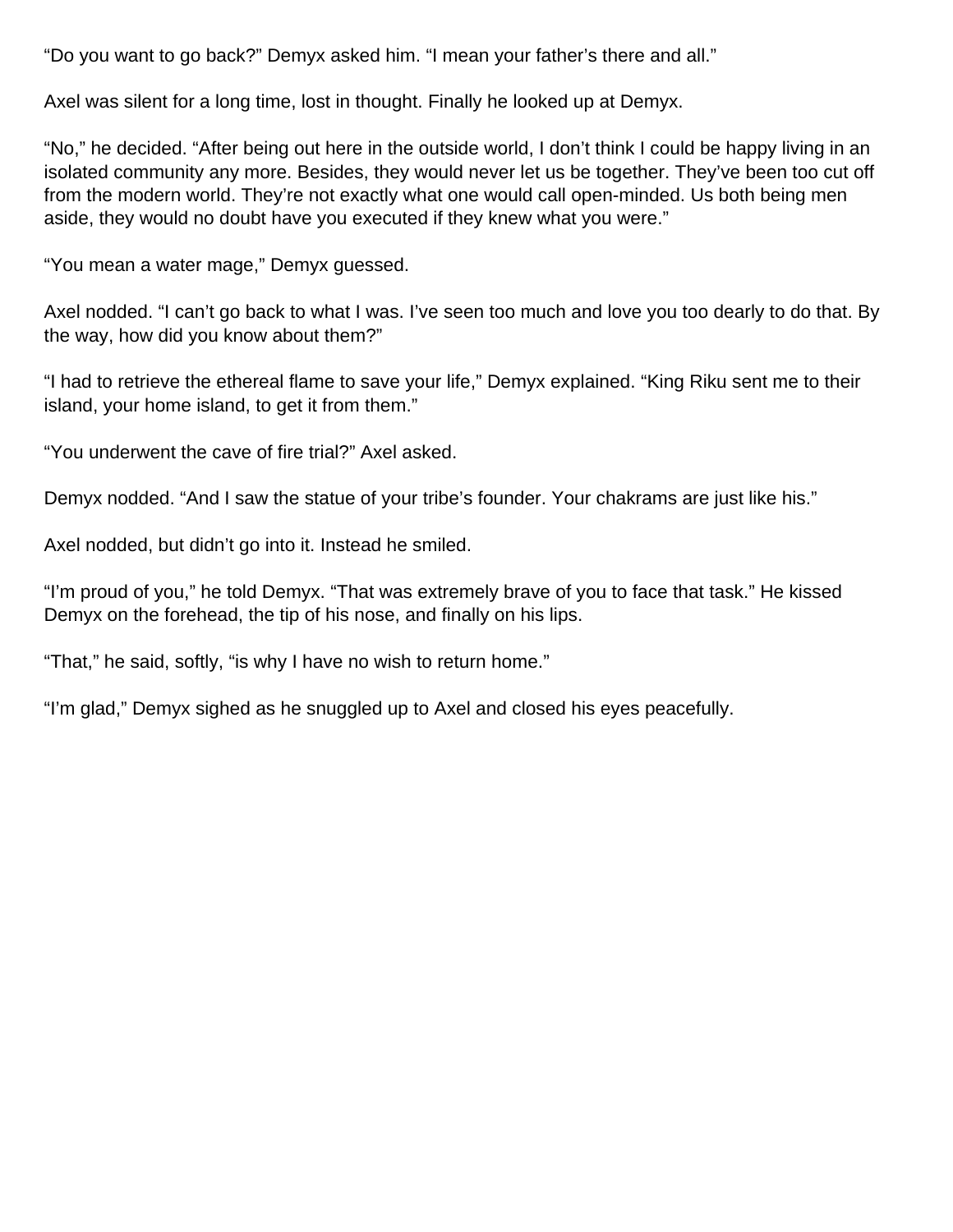“Do you want to go back?” Demyx asked him. “I mean your father’s there and all.”

Axel was silent for a long time, lost in thought. Finally he looked up at Demyx.

“No,” he decided. “After being out here in the outside world, I don’t think I could be happy living in an isolated community any more. Besides, they would never let us be together. They’ve been too cut off from the modern world. They’re not exactly what one would call open-minded. Us both being men aside, they would no doubt have you executed if they knew what you were.”

“You mean a water mage,” Demyx guessed.

Axel nodded. “I can’t go back to what I was. I’ve seen too much and love you too dearly to do that. By the way, how did you know about them?”

“I had to retrieve the ethereal flame to save your life,” Demyx explained. “King Riku sent me to their island, your home island, to get it from them.”

“You underwent the cave of fire trial?” Axel asked.

Demyx nodded. “And I saw the statue of your tribe’s founder. Your chakrams are just like his.”

Axel nodded, but didn’t go into it. Instead he smiled.

“I’m proud of you,” he told Demyx. “That was extremely brave of you to face that task.” He kissed Demyx on the forehead, the tip of his nose, and finally on his lips.

“That,” he said, softly, “is why I have no wish to return home.”

“I’m glad,” Demyx sighed as he snuggled up to Axel and closed his eyes peacefully.